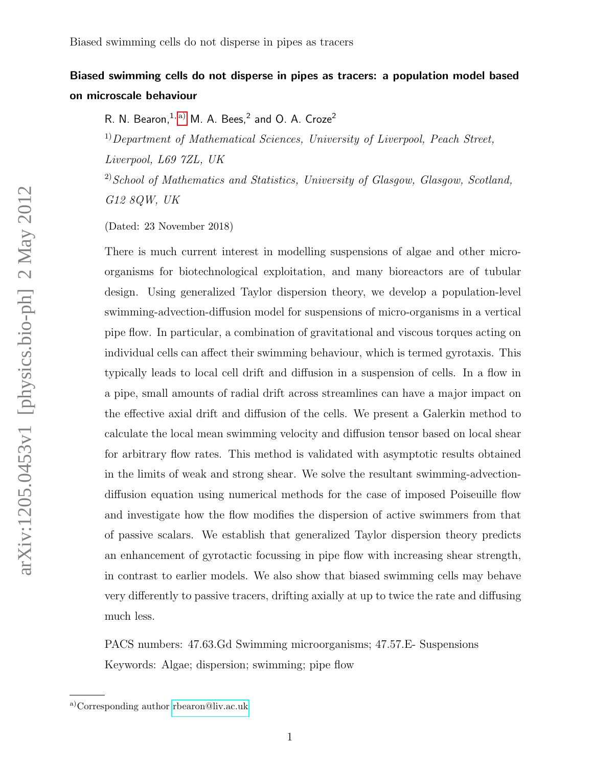# Biased swimming cells do not disperse in pipes as tracers: a population model based on microscale behaviour

R. N. Bearon,[1,a] M. A. Bees,[2] and O. A. Croze[2]

[1] *Department of Mathematical Sciences, University of Liverpool, Peach Street, Liverpool, L69 7ZL, UK*

[2] *School of Mathematics and Statistics, University of Glasgow, Glasgow, Scotland, G12 8QW, UK*

(Dated: 23 November 2018)

There is much current interest in modelling suspensions of algae and other micro-organisms for biotechnological exploitation, and many bioreactors are of tubular design. Using generalized Taylor dispersion theory, we develop a population-level swimming-advection-diffusion model for suspensions of micro-organisms in a vertical pipe flow. In particular, a combination of gravitational and viscous torques acting on individual cells can affect their swimming behaviour, which is termed gyrotaxis. This typically leads to local cell drift and diffusion in a suspension of cells. In a flow in a pipe, small amounts of radial drift across streamlines can have a major impact on the effective axial drift and diffusion of the cells. We present a Galerkin method to calculate the local mean swimming velocity and diffusion tensor based on local shear for arbitrary flow rates. This method is validated with asymptotic results obtained in the limits of weak and strong shear. We solve the resultant swimming-advection-diffusion equation using numerical methods for the case of imposed Poiseuille flow and investigate how the flow modifies the dispersion of active swimmers from that of passive scalars. We establish that generalized Taylor dispersion theory predicts an enhancement of gyrotactic focussing in pipe flow with increasing shear strength, in contrast to earlier models. We also show that biased swimming cells may behave very differently to passive tracers, drifting axially at up to twice the rate and diffusing much less.

PACS numbers: 47.63.Gd Swimming microorganisms; 47.57.E- Suspensions

Keywords: Algae; dispersion; swimming; pipe flow

[a] Corresponding author rbearon@liv.ac.uk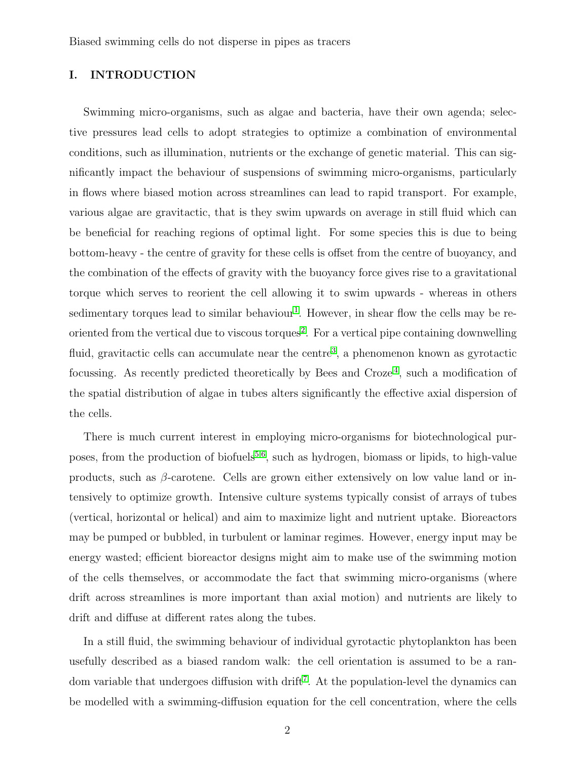## I. INTRODUCTION

Swimming micro-organisms, such as algae and bacteria, have their own agenda; selective pressures lead cells to adopt strategies to optimize a combination of environmental conditions, such as illumination, nutrients or the exchange of genetic material. This can significantly impact the behaviour of suspensions of swimming micro-organisms, particularly in flows where biased motion across streamlines can lead to rapid transport. For example, various algae are gravitactic, that is they swim upwards on average in still fluid which can be beneficial for reaching regions of optimal light. For some species this is due to being bottom-heavy - the centre of gravity for these cells is offset from the centre of buoyancy, and the combination of the effects of gravity with the buoyancy force gives rise to a gravitational torque which serves to reorient the cell allowing it to swim upwards - whereas in others sedimentary torques lead to similar behaviour[1]. However, in shear flow the cells may be re-oriented from the vertical due to viscous torques[2]. For a vertical pipe containing downwelling fluid, gravitactic cells can accumulate near the centre[3], a phenomenon known as gyrotactic focussing. As recently predicted theoretically by Bees and Croze[4], such a modification of the spatial distribution of algae in tubes alters significantly the effective axial dispersion of the cells.

There is much current interest in employing micro-organisms for biotechnological purposes, from the production of biofuels[5,6], such as hydrogen, biomass or lipids, to high-value products, such as $\beta$-carotene. Cells are grown either extensively on low value land or intensively to optimize growth. Intensive culture systems typically consist of arrays of tubes (vertical, horizontal or helical) and aim to maximize light and nutrient uptake. Bioreactors may be pumped or bubbled, in turbulent or laminar regimes. However, energy input may be energy wasted; efficient bioreactor designs might aim to make use of the swimming motion of the cells themselves, or accommodate the fact that swimming micro-organisms (where drift across streamlines is more important than axial motion) and nutrients are likely to drift and diffuse at different rates along the tubes.

In a still fluid, the swimming behaviour of individual gyrotactic phytoplankton has been usefully described as a biased random walk: the cell orientation is assumed to be a random variable that undergoes diffusion with drift[7]. At the population-level the dynamics can be modelled with a swimming-diffusion equation for the cell concentration, where the cells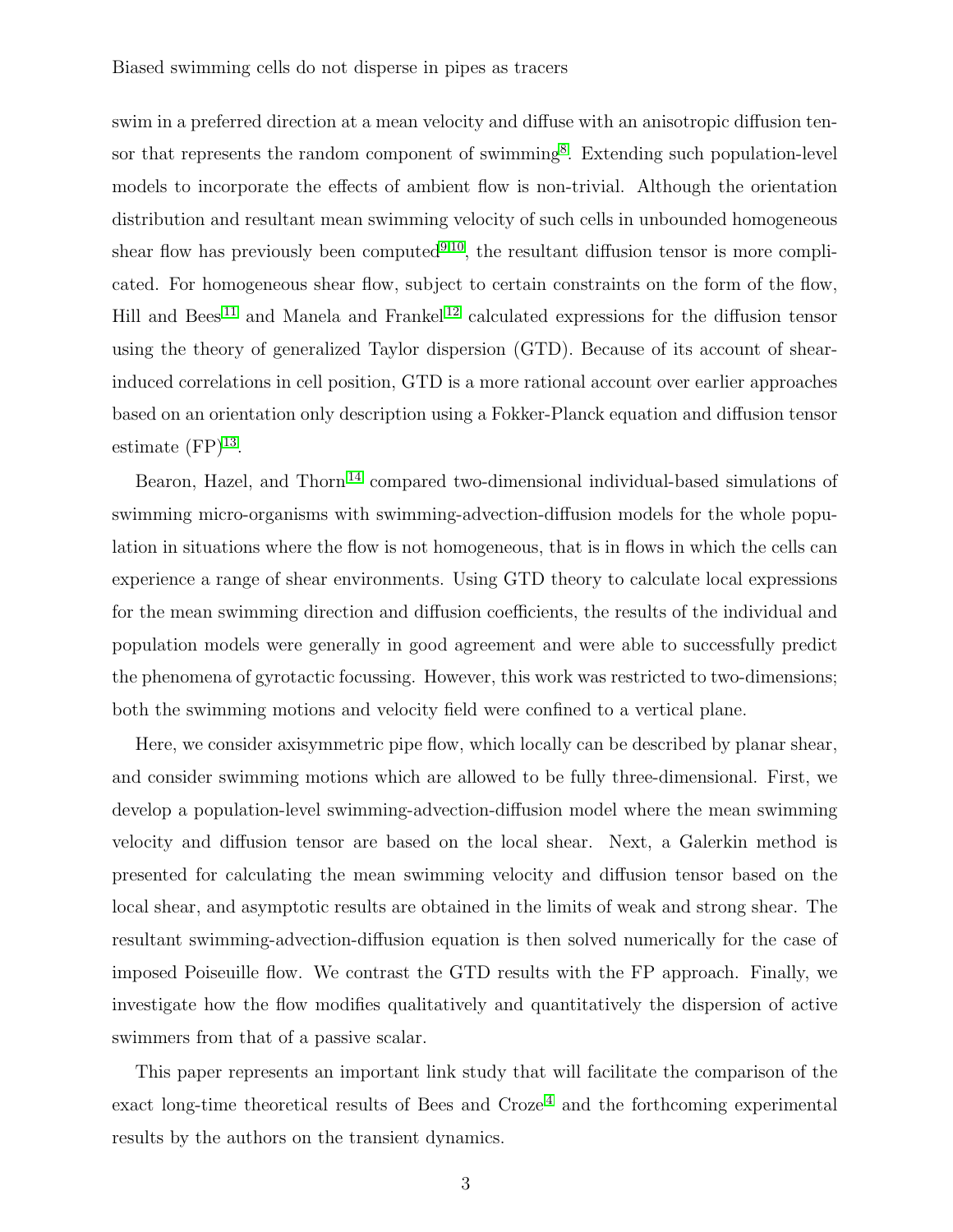swim in a preferred direction at a mean velocity and diffuse with an anisotropic diffusion tensor that represents the random component of swimming[8]. Extending such population-level models to incorporate the effects of ambient flow is non-trivial. Although the orientation distribution and resultant mean swimming velocity of such cells in unbounded homogeneous shear flow has previously been computed[9,10], the resultant diffusion tensor is more complicated. For homogeneous shear flow, subject to certain constraints on the form of the flow, Hill and Bees[11] and Manela and Frankel[12] calculated expressions for the diffusion tensor using the theory of generalized Taylor dispersion (GTD). Because of its account of shear-induced correlations in cell position, GTD is a more rational account over earlier approaches based on an orientation only description using a Fokker-Planck equation and diffusion tensor estimate (FP)[13].

Bearon, Hazel, and Thorn[14] compared two-dimensional individual-based simulations of swimming micro-organisms with swimming-advection-diffusion models for the whole population in situations where the flow is not homogeneous, that is in flows in which the cells can experience a range of shear environments. Using GTD theory to calculate local expressions for the mean swimming direction and diffusion coefficients, the results of the individual and population models were generally in good agreement and were able to successfully predict the phenomena of gyrotactic focussing. However, this work was restricted to two-dimensions; both the swimming motions and velocity field were confined to a vertical plane.

Here, we consider axisymmetric pipe flow, which locally can be described by planar shear, and consider swimming motions which are allowed to be fully three-dimensional. First, we develop a population-level swimming-advection-diffusion model where the mean swimming velocity and diffusion tensor are based on the local shear. Next, a Galerkin method is presented for calculating the mean swimming velocity and diffusion tensor based on the local shear, and asymptotic results are obtained in the limits of weak and strong shear. The resultant swimming-advection-diffusion equation is then solved numerically for the case of imposed Poiseuille flow. We contrast the GTD results with the FP approach. Finally, we investigate how the flow modifies qualitatively and quantitatively the dispersion of active swimmers from that of a passive scalar.

This paper represents an important link study that will facilitate the comparison of the exact long-time theoretical results of Bees and Croze[4] and the forthcoming experimental results by the authors on the transient dynamics.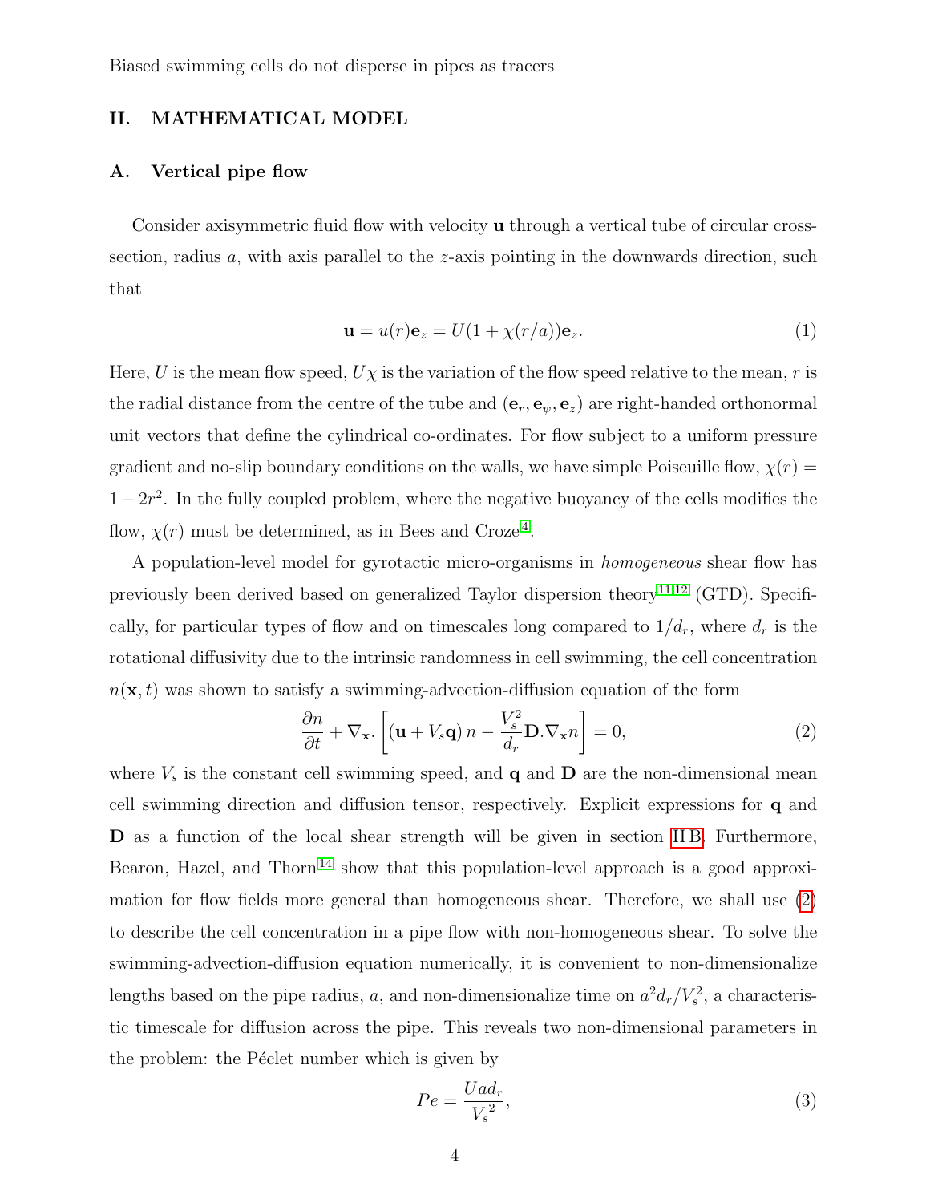## II. MATHEMATICAL MODEL

### A. Vertical pipe flow

Consider axisymmetric fluid flow with velocity $\mathbf{u}$ through a vertical tube of circular cross-section, radius $a$, with axis parallel to the $z$-axis pointing in the downwards direction, such that

$$\mathbf{u} = u(r)\mathbf{e}_z = U(1 + \chi(r/a))\mathbf{e}_z. \tag{1}$$

Here, $U$ is the mean flow speed, $U\chi$ is the variation of the flow speed relative to the mean, $r$ is the radial distance from the centre of the tube and $(\mathbf{e}_r, \mathbf{e}_\psi, \mathbf{e}_z)$ are right-handed orthonormal unit vectors that define the cylindrical co-ordinates. For flow subject to a uniform pressure gradient and no-slip boundary conditions on the walls, we have simple Poiseuille flow, $\chi(r) = 1 - 2r^2$. In the fully coupled problem, where the negative buoyancy of the cells modifies the flow, $\chi(r)$ must be determined, as in Bees and Croze[4].

A population-level model for gyrotactic micro-organisms in *homogeneous* shear flow has previously been derived based on generalized Taylor dispersion theory[11,12] (GTD). Specifically, for particular types of flow and on timescales long compared to $1/d_r$, where $d_r$ is the rotational diffusivity due to the intrinsic randomness in cell swimming, the cell concentration $n(\mathbf{x}, t)$ was shown to satisfy a swimming-advection-diffusion equation of the form

$$\frac{\partial n}{\partial t} + \nabla_{\mathbf{x}} . \left[ (\mathbf{u} + V_s \mathbf{q})\, n - \frac{V_s^2}{d_r} \mathbf{D} . \nabla_{\mathbf{x}} n \right] = 0, \tag{2}$$

where $V_s$ is the constant cell swimming speed, and $\mathbf{q}$ and $\mathbf{D}$ are the non-dimensional mean cell swimming direction and diffusion tensor, respectively. Explicit expressions for $\mathbf{q}$ and $\mathbf{D}$ as a function of the local shear strength will be given in section II B. Furthermore, Bearon, Hazel, and Thorn[14] show that this population-level approach is a good approximation for flow fields more general than homogeneous shear. Therefore, we shall use (2) to describe the cell concentration in a pipe flow with non-homogeneous shear. To solve the swimming-advection-diffusion equation numerically, it is convenient to non-dimensionalize lengths based on the pipe radius, $a$, and non-dimensionalize time on $a^2 d_r / V_s^2$, a characteristic timescale for diffusion across the pipe. This reveals two non-dimensional parameters in the problem: the Péclet number which is given by

$$Pe = \frac{U a d_r}{{V_s}^2}, \tag{3}$$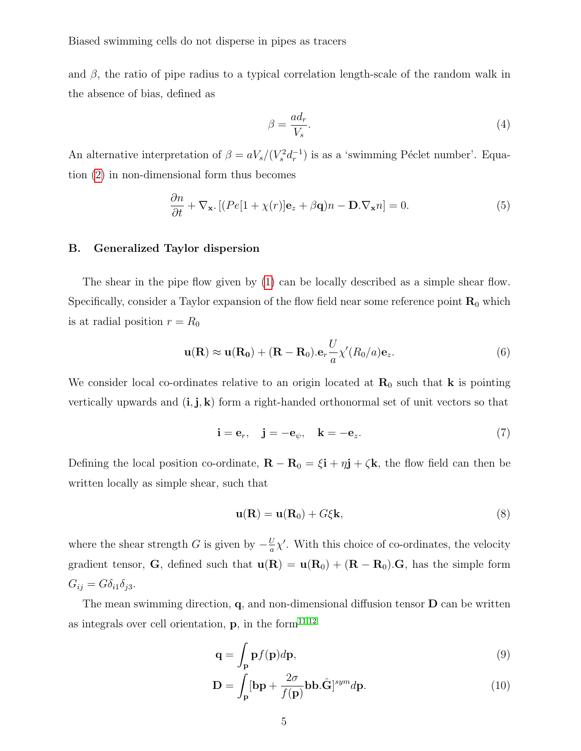and $\beta$, the ratio of pipe radius to a typical correlation length-scale of the random walk in the absence of bias, defined as

$$\beta = \frac{ad_r}{V_s}. \tag{4}$$

An alternative interpretation of $\beta = aV_s/(V_s^2 d_r^{-1})$ is as a 'swimming Péclet number'. Equation (2) in non-dimensional form thus becomes

$$\frac{\partial n}{\partial t} + \nabla_{\mathbf{x}}. \left[ (Pe[1+\chi(r)]\mathbf{e}_z + \beta\mathbf{q})n - \mathbf{D}.\nabla_{\mathbf{x}} n \right] = 0. \tag{5}$$

### B. Generalized Taylor dispersion

The shear in the pipe flow given by (1) can be locally described as a simple shear flow. Specifically, consider a Taylor expansion of the flow field near some reference point $\mathbf{R}_0$ which is at radial position $r = R_0$

$$\mathbf{u}(\mathbf{R}) \approx \mathbf{u}(\mathbf{R_0}) + (\mathbf{R} - \mathbf{R}_0).\mathbf{e}_r \frac{U}{a}\chi'(R_0/a)\mathbf{e}_z. \tag{6}$$

We consider local co-ordinates relative to an origin located at $\mathbf{R}_0$ such that $\mathbf{k}$ is pointing vertically upwards and $(\mathbf{i}, \mathbf{j}, \mathbf{k})$ form a right-handed orthonormal set of unit vectors so that

$$\mathbf{i} = \mathbf{e}_r, \quad \mathbf{j} = -\mathbf{e}_\psi, \quad \mathbf{k} = -\mathbf{e}_z. \tag{7}$$

Defining the local position co-ordinate, $\mathbf{R} - \mathbf{R}_0 = \xi\mathbf{i} + \eta\mathbf{j} + \zeta\mathbf{k}$, the flow field can then be written locally as simple shear, such that

$$\mathbf{u}(\mathbf{R}) = \mathbf{u}(\mathbf{R}_0) + G\xi\mathbf{k}, \tag{8}$$

where the shear strength $G$ is given by $-\frac{U}{a}\chi'$. With this choice of co-ordinates, the velocity gradient tensor, $\mathbf{G}$, defined such that $\mathbf{u}(\mathbf{R}) = \mathbf{u}(\mathbf{R}_0) + (\mathbf{R} - \mathbf{R}_0).\mathbf{G}$, has the simple form $G_{ij} = G\delta_{i1}\delta_{j3}$.

The mean swimming direction, $\mathbf{q}$, and non-dimensional diffusion tensor $\mathbf{D}$ can be written as integrals over cell orientation, $\mathbf{p}$, in the form[11,12]

$$\mathbf{q} = \int_{\mathbf{p}} \mathbf{p} f(\mathbf{p}) d\mathbf{p}, \tag{9}$$

$$\mathbf{D} = \int_{\mathbf{p}} [\mathbf{b}\mathbf{p} + \frac{2\sigma}{f(\mathbf{p})}\mathbf{b}\mathbf{b}.\hat{\mathbf{G}}]^{sym} d\mathbf{p}. \tag{10}$$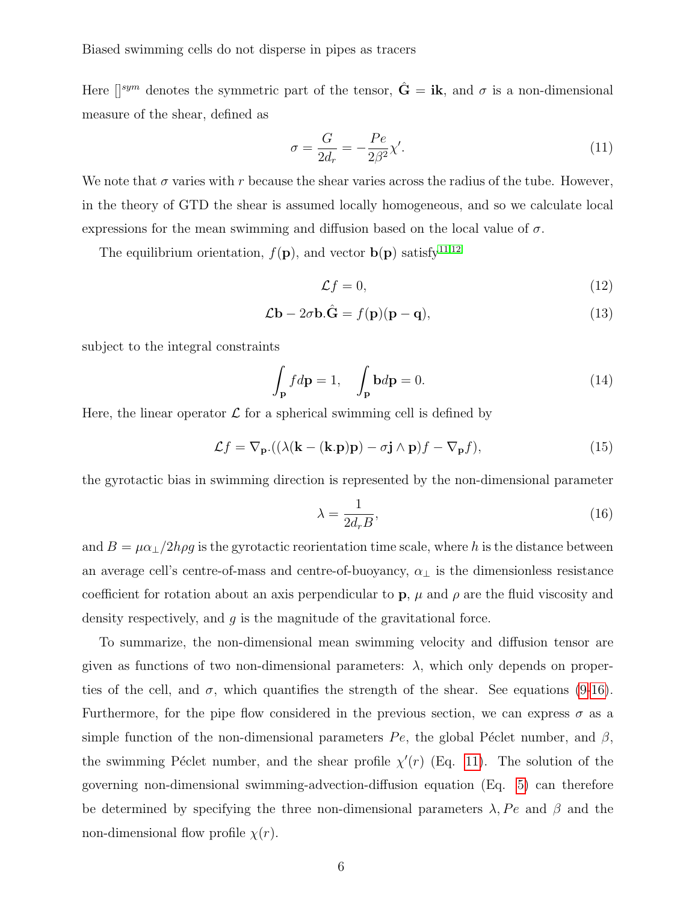Here $[]^{sym}$ denotes the symmetric part of the tensor, $\hat{\mathbf{G}} = \mathbf{ik}$, and $\sigma$ is a non-dimensional measure of the shear, defined as

$$\sigma = \frac{G}{2d_r} = -\frac{Pe}{2\beta^2}\chi'. \tag{11}$$

We note that $\sigma$ varies with $r$ because the shear varies across the radius of the tube. However, in the theory of GTD the shear is assumed locally homogeneous, and so we calculate local expressions for the mean swimming and diffusion based on the local value of $\sigma$.

The equilibrium orientation, $f(\mathbf{p})$, and vector $\mathbf{b}(\mathbf{p})$ satisfy[11,12]

$$\mathcal{L}f = 0, \tag{12}$$

$$\mathcal{L}\mathbf{b} - 2\sigma\mathbf{b}.\hat{\mathbf{G}} = f(\mathbf{p})(\mathbf{p} - \mathbf{q}), \tag{13}$$

subject to the integral constraints

$$\int_{\mathbf{p}} f d\mathbf{p} = 1, \quad \int_{\mathbf{p}} \mathbf{b} d\mathbf{p} = 0. \tag{14}$$

Here, the linear operator $\mathcal{L}$ for a spherical swimming cell is defined by

$$\mathcal{L}f = \nabla_{\mathbf{p}}.((\lambda(\mathbf{k} - (\mathbf{k}.\mathbf{p})\mathbf{p}) - \sigma\mathbf{j} \wedge \mathbf{p})f - \nabla_{\mathbf{p}}f), \tag{15}$$

the gyrotactic bias in swimming direction is represented by the non-dimensional parameter

$$\lambda = \frac{1}{2d_r B}, \tag{16}$$

and $B = \mu\alpha_{\perp}/2h\rho g$ is the gyrotactic reorientation time scale, where $h$ is the distance between an average cell's centre-of-mass and centre-of-buoyancy, $\alpha_{\perp}$ is the dimensionless resistance coefficient for rotation about an axis perpendicular to $\mathbf{p}$, $\mu$ and $\rho$ are the fluid viscosity and density respectively, and $g$ is the magnitude of the gravitational force.

To summarize, the non-dimensional mean swimming velocity and diffusion tensor are given as functions of two non-dimensional parameters: $\lambda$, which only depends on properties of the cell, and $\sigma$, which quantifies the strength of the shear. See equations (9-16). Furthermore, for the pipe flow considered in the previous section, we can express $\sigma$ as a simple function of the non-dimensional parameters $Pe$, the global Péclet number, and $\beta$, the swimming Péclet number, and the shear profile $\chi'(r)$ (Eq. 11). The solution of the governing non-dimensional swimming-advection-diffusion equation (Eq. 5) can therefore be determined by specifying the three non-dimensional parameters $\lambda, Pe$ and $\beta$ and the non-dimensional flow profile $\chi(r)$.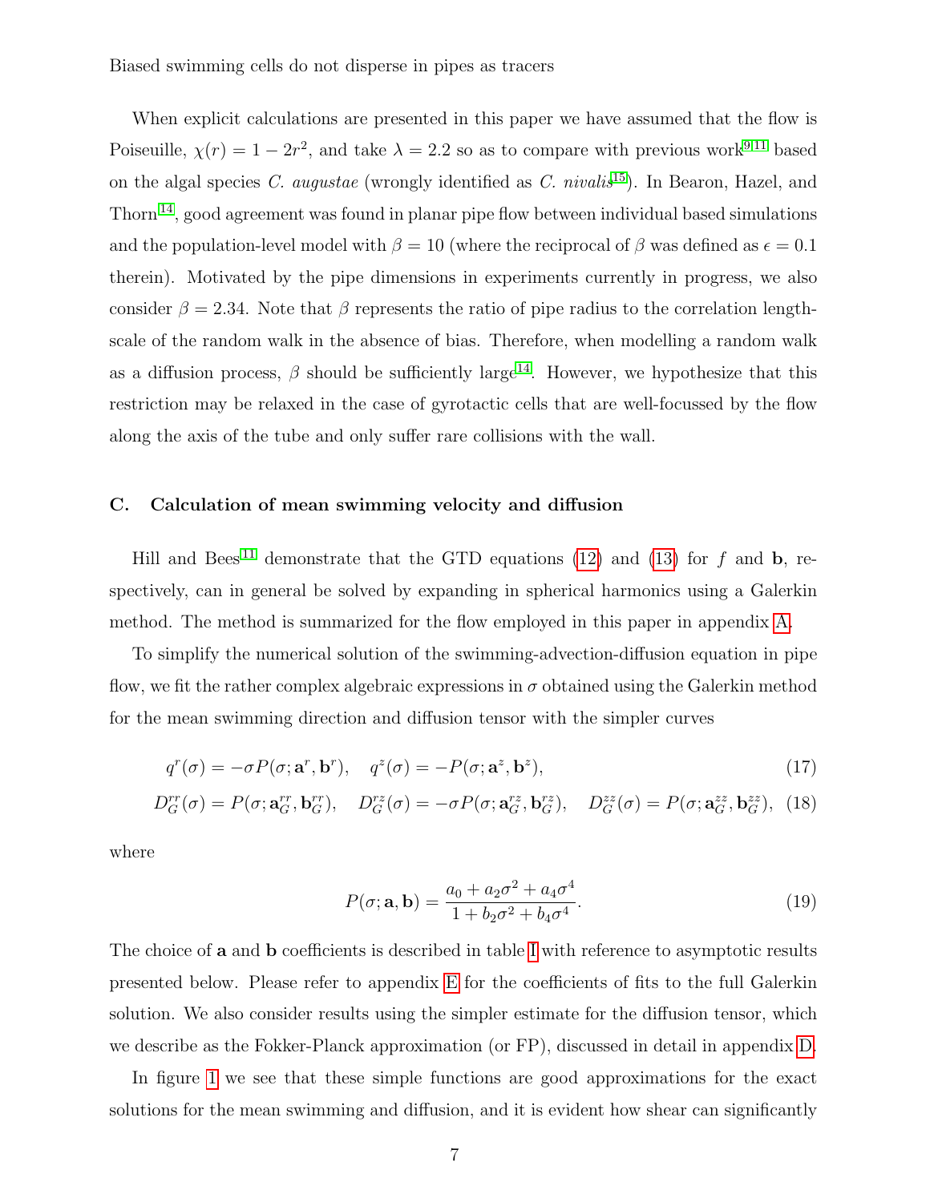When explicit calculations are presented in this paper we have assumed that the flow is Poiseuille, $\chi(r) = 1 - 2r^2$, and take $\lambda = 2.2$ so as to compare with previous work[9,11] based on the algal species *C. augustae* (wrongly identified as *C. nivalis*[15]). In Bearon, Hazel, and Thorn[14], good agreement was found in planar pipe flow between individual based simulations and the population-level model with $\beta = 10$ (where the reciprocal of $\beta$ was defined as $\epsilon = 0.1$ therein). Motivated by the pipe dimensions in experiments currently in progress, we also consider $\beta = 2.34$. Note that $\beta$ represents the ratio of pipe radius to the correlation length-scale of the random walk in the absence of bias. Therefore, when modelling a random walk as a diffusion process, $\beta$ should be sufficiently large[14]. However, we hypothesize that this restriction may be relaxed in the case of gyrotactic cells that are well-focussed by the flow along the axis of the tube and only suffer rare collisions with the wall.

### C. Calculation of mean swimming velocity and diffusion

Hill and Bees[11] demonstrate that the GTD equations (12) and (13) for $f$ and $\mathbf{b}$, respectively, can in general be solved by expanding in spherical harmonics using a Galerkin method. The method is summarized for the flow employed in this paper in appendix A.

To simplify the numerical solution of the swimming-advection-diffusion equation in pipe flow, we fit the rather complex algebraic expressions in $\sigma$ obtained using the Galerkin method for the mean swimming direction and diffusion tensor with the simpler curves

$$q^r(\sigma) = -\sigma P(\sigma; \mathbf{a}^r, \mathbf{b}^r), \quad q^z(\sigma) = -P(\sigma; \mathbf{a}^z, \mathbf{b}^z), \tag{17}$$

$$D_G^{rr}(\sigma) = P(\sigma; \mathbf{a}_G^{rr}, \mathbf{b}_G^{rr}), \quad D_G^{rz}(\sigma) = -\sigma P(\sigma; \mathbf{a}_G^{rz}, \mathbf{b}_G^{rz}), \quad D_G^{zz}(\sigma) = P(\sigma; \mathbf{a}_G^{zz}, \mathbf{b}_G^{zz}), \tag{18}$$

where

$$P(\sigma; \mathbf{a}, \mathbf{b}) = \frac{a_0 + a_2\sigma^2 + a_4\sigma^4}{1 + b_2\sigma^2 + b_4\sigma^4}. \tag{19}$$

The choice of $\mathbf{a}$ and $\mathbf{b}$ coefficients is described in table I with reference to asymptotic results presented below. Please refer to appendix E for the coefficients of fits to the full Galerkin solution. We also consider results using the simpler estimate for the diffusion tensor, which we describe as the Fokker-Planck approximation (or FP), discussed in detail in appendix D.

In figure 1 we see that these simple functions are good approximations for the exact solutions for the mean swimming and diffusion, and it is evident how shear can significantly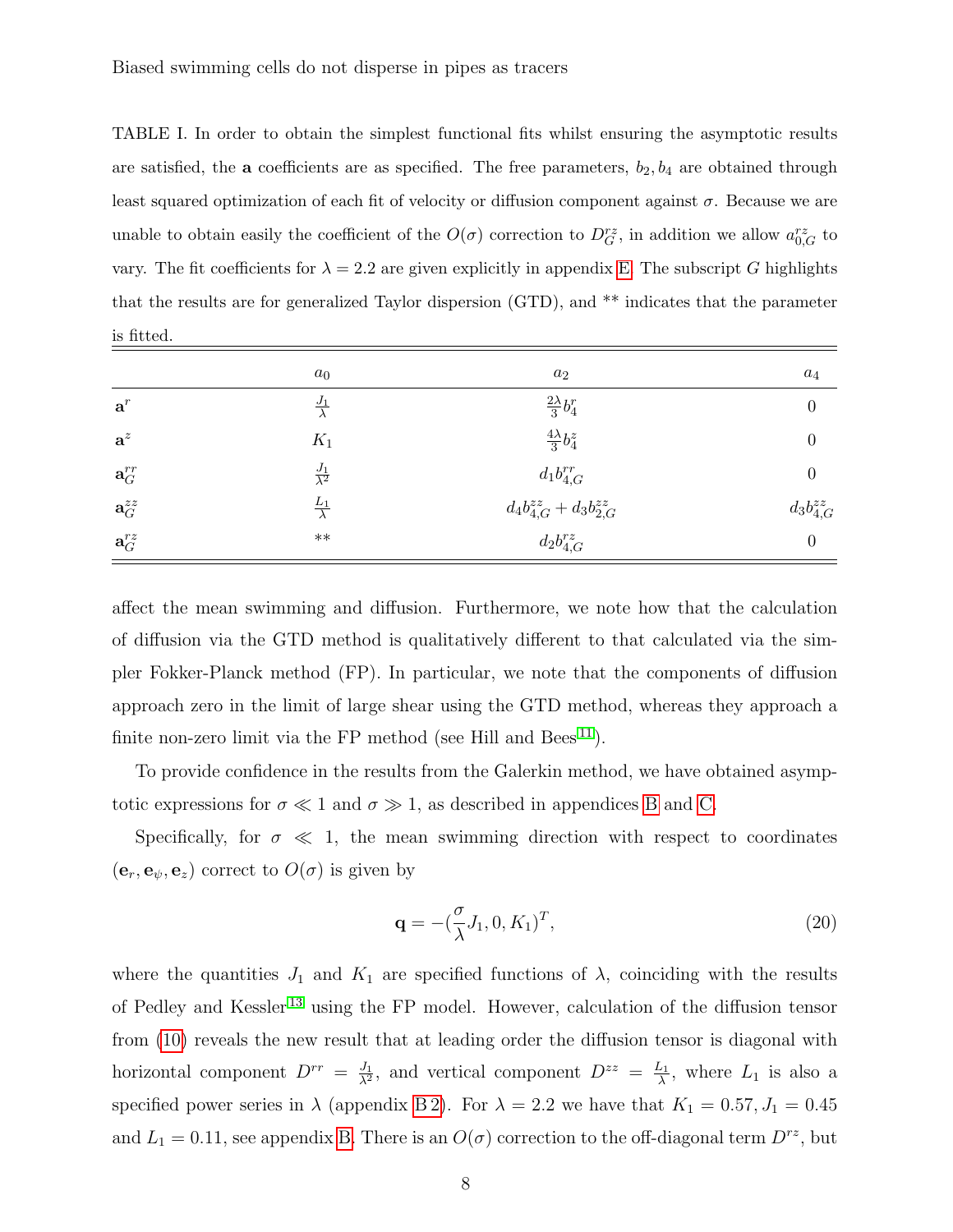TABLE I. In order to obtain the simplest functional fits whilst ensuring the asymptotic results are satisfied, the **a** coefficients are as specified. The free parameters, $b_2, b_4$ are obtained through least squared optimization of each fit of velocity or diffusion component against $\sigma$. Because we are unable to obtain easily the coefficient of the $O(\sigma)$ correction to $D_G^{rz}$, in addition we allow $a_{0,G}^{rz}$ to vary. The fit coefficients for $\lambda = 2.2$ are given explicitly in appendix E. The subscript $G$ highlights that the results are for generalized Taylor dispersion (GTD), and ** indicates that the parameter is fitted.

| | $a_0$ | $a_2$ | $a_4$ |
|---|---|---|---|
| $\mathbf{a}^r$ | $\frac{J_1}{\lambda}$ | $\frac{2\lambda}{3} b_4^r$ | 0 |
| $\mathbf{a}^z$ | $K_1$ | $\frac{4\lambda}{3} b_4^z$ | 0 |
| $\mathbf{a}_G^{rr}$ | $\frac{J_1}{\lambda^2}$ | $d_1 b_{4,G}^{rr}$ | 0 |
| $\mathbf{a}_G^{zz}$ | $\frac{L_1}{\lambda}$ | $d_4 b_{4,G}^{zz} + d_3 b_{2,G}^{zz}$ | $d_3 b_{4,G}^{zz}$ |
| $\mathbf{a}_G^{rz}$ | ** | $d_2 b_{4,G}^{rz}$ | 0 |

affect the mean swimming and diffusion. Furthermore, we note how that the calculation of diffusion via the GTD method is qualitatively different to that calculated via the simpler Fokker-Planck method (FP). In particular, we note that the components of diffusion approach zero in the limit of large shear using the GTD method, whereas they approach a finite non-zero limit via the FP method (see Hill and Bees[11]).

To provide confidence in the results from the Galerkin method, we have obtained asymptotic expressions for $\sigma \ll 1$ and $\sigma \gg 1$, as described in appendices B and C.

Specifically, for $\sigma \ll 1$, the mean swimming direction with respect to coordinates $(\mathbf{e}_r, \mathbf{e}_\psi, \mathbf{e}_z)$ correct to $O(\sigma)$ is given by

$$\mathbf{q} = -(\frac{\sigma}{\lambda} J_1, 0, K_1)^T, \tag{20}$$

where the quantities $J_1$ and $K_1$ are specified functions of $\lambda$, coinciding with the results of Pedley and Kessler[13] using the FP model. However, calculation of the diffusion tensor from (10) reveals the new result that at leading order the diffusion tensor is diagonal with horizontal component $D^{rr} = \frac{J_1}{\lambda^2}$, and vertical component $D^{zz} = \frac{L_1}{\lambda}$, where $L_1$ is also a specified power series in $\lambda$ (appendix B 2). For $\lambda = 2.2$ we have that $K_1 = 0.57, J_1 = 0.45$ and $L_1 = 0.11$, see appendix B. There is an $O(\sigma)$ correction to the off-diagonal term $D^{rz}$, but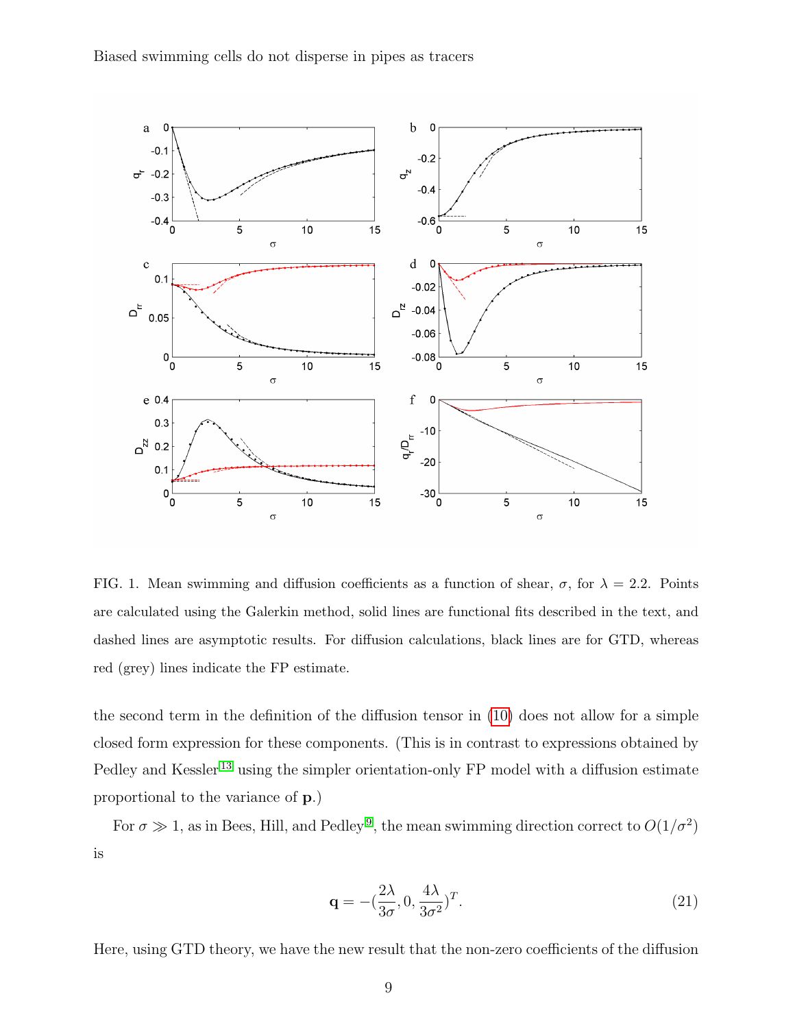FIG. 1. Mean swimming and diffusion coefficients as a function of shear, $\sigma$, for $\lambda = 2.2$. Points are calculated using the Galerkin method, solid lines are functional fits described in the text, and dashed lines are asymptotic results. For diffusion calculations, black lines are for GTD, whereas red (grey) lines indicate the FP estimate.

the second term in the definition of the diffusion tensor in (10) does not allow for a simple closed form expression for these components. (This is in contrast to expressions obtained by Pedley and Kessler[13] using the simpler orientation-only FP model with a diffusion estimate proportional to the variance of $\mathbf{p}$.)

For $\sigma \gg 1$, as in Bees, Hill, and Pedley[9], the mean swimming direction correct to $O(1/\sigma^2)$ is

$$\mathbf{q} = -(\frac{2\lambda}{3\sigma}, 0, \frac{4\lambda}{3\sigma^2})^T. \tag{21}$$

Here, using GTD theory, we have the new result that the non-zero coefficients of the diffusion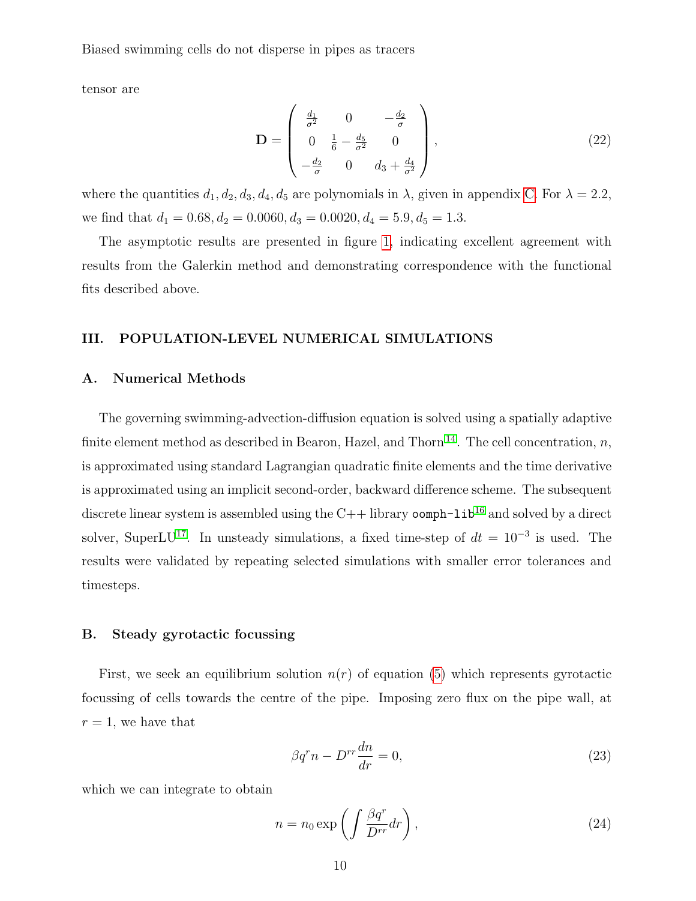tensor are

$$
\mathbf{D} = \begin{pmatrix} \frac{d_1}{\sigma^2} & 0 & -\frac{d_2}{\sigma} \\ 0 & \frac{1}{6} - \frac{d_5}{\sigma^2} & 0 \\ -\frac{d_2}{\sigma} & 0 & d_3 + \frac{d_4}{\sigma^2} \end{pmatrix}, \tag{22}
$$

where the quantities $d_1, d_2, d_3, d_4, d_5$ are polynomials in $\lambda$, given in appendix C. For $\lambda = 2.2$, we find that $d_1 = 0.68, d_2 = 0.0060, d_3 = 0.0020, d_4 = 5.9, d_5 = 1.3$.

The asymptotic results are presented in figure 1, indicating excellent agreement with results from the Galerkin method and demonstrating correspondence with the functional fits described above.

## III. POPULATION-LEVEL NUMERICAL SIMULATIONS

### A. Numerical Methods

The governing swimming-advection-diffusion equation is solved using a spatially adaptive finite element method as described in Bearon, Hazel, and Thorn[14]. The cell concentration, $n$, is approximated using standard Lagrangian quadratic finite elements and the time derivative is approximated using an implicit second-order, backward difference scheme. The subsequent discrete linear system is assembled using the C++ library `oomph-lib`[16] and solved by a direct solver, SuperLU[17]. In unsteady simulations, a fixed time-step of $dt = 10^{-3}$ is used. The results were validated by repeating selected simulations with smaller error tolerances and timesteps.

### B. Steady gyrotactic focussing

First, we seek an equilibrium solution $n(r)$ of equation (5) which represents gyrotactic focussing of cells towards the centre of the pipe. Imposing zero flux on the pipe wall, at $r = 1$, we have that

$$
\beta q^r n - D^{rr} \frac{dn}{dr} = 0, \tag{23}
$$

which we can integrate to obtain

$$
n = n_0 \exp\left( \int \frac{\beta q^r}{D^{rr}} dr \right), \tag{24}
$$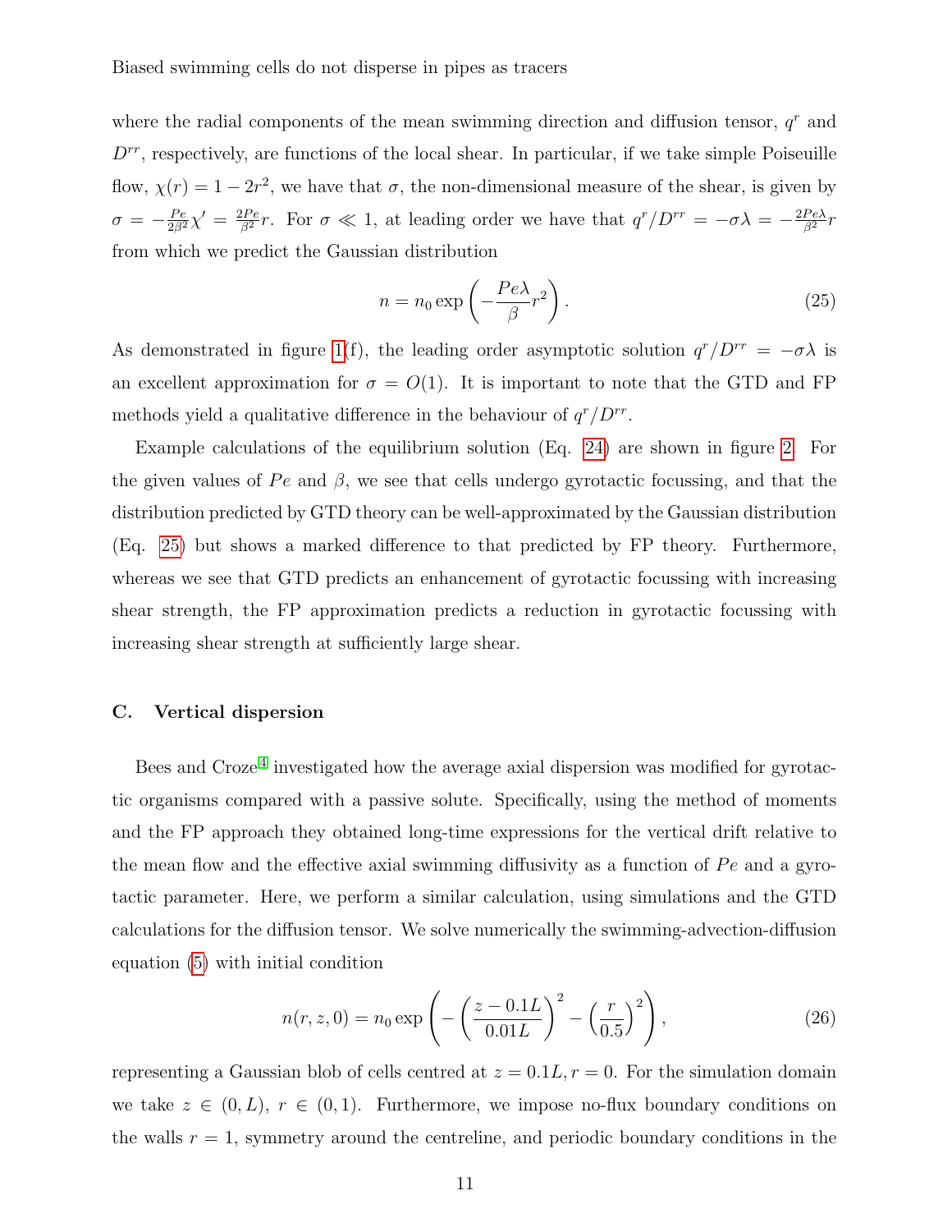where the radial components of the mean swimming direction and diffusion tensor, $q^r$ and $D^{rr}$, respectively, are functions of the local shear. In particular, if we take simple Poiseuille flow, $\chi(r) = 1 - 2r^2$, we have that $\sigma$, the non-dimensional measure of the shear, is given by $\sigma = -\frac{Pe}{2\beta^2}\chi' = \frac{2Pe}{\beta^2}r$. For $\sigma \ll 1$, at leading order we have that $q^r/D^{rr} = -\sigma\lambda = -\frac{2Pe\lambda}{\beta^2}r$ from which we predict the Gaussian distribution

$$n = n_0 \exp\left(-\frac{Pe\lambda}{\beta}r^2\right). \tag{25}$$

As demonstrated in figure 1(f), the leading order asymptotic solution $q^r/D^{rr} = -\sigma\lambda$ is an excellent approximation for $\sigma = O(1)$. It is important to note that the GTD and FP methods yield a qualitative difference in the behaviour of $q^r/D^{rr}$.

Example calculations of the equilibrium solution (Eq. 24) are shown in figure 2. For the given values of $Pe$ and $\beta$, we see that cells undergo gyrotactic focussing, and that the distribution predicted by GTD theory can be well-approximated by the Gaussian distribution (Eq. 25) but shows a marked difference to that predicted by FP theory. Furthermore, whereas we see that GTD predicts an enhancement of gyrotactic focussing with increasing shear strength, the FP approximation predicts a reduction in gyrotactic focussing with increasing shear strength at sufficiently large shear.

### C. Vertical dispersion

Bees and Croze[4] investigated how the average axial dispersion was modified for gyrotactic organisms compared with a passive solute. Specifically, using the method of moments and the FP approach they obtained long-time expressions for the vertical drift relative to the mean flow and the effective axial swimming diffusivity as a function of $Pe$ and a gyrotactic parameter. Here, we perform a similar calculation, using simulations and the GTD calculations for the diffusion tensor. We solve numerically the swimming-advection-diffusion equation (5) with initial condition

$$n(r, z, 0) = n_0 \exp\left(-\left(\frac{z - 0.1L}{0.01L}\right)^2 - \left(\frac{r}{0.5}\right)^2\right), \tag{26}$$

representing a Gaussian blob of cells centred at $z = 0.1L, r = 0$. For the simulation domain we take $z \in (0, L)$, $r \in (0, 1)$. Furthermore, we impose no-flux boundary conditions on the walls $r = 1$, symmetry around the centreline, and periodic boundary conditions in the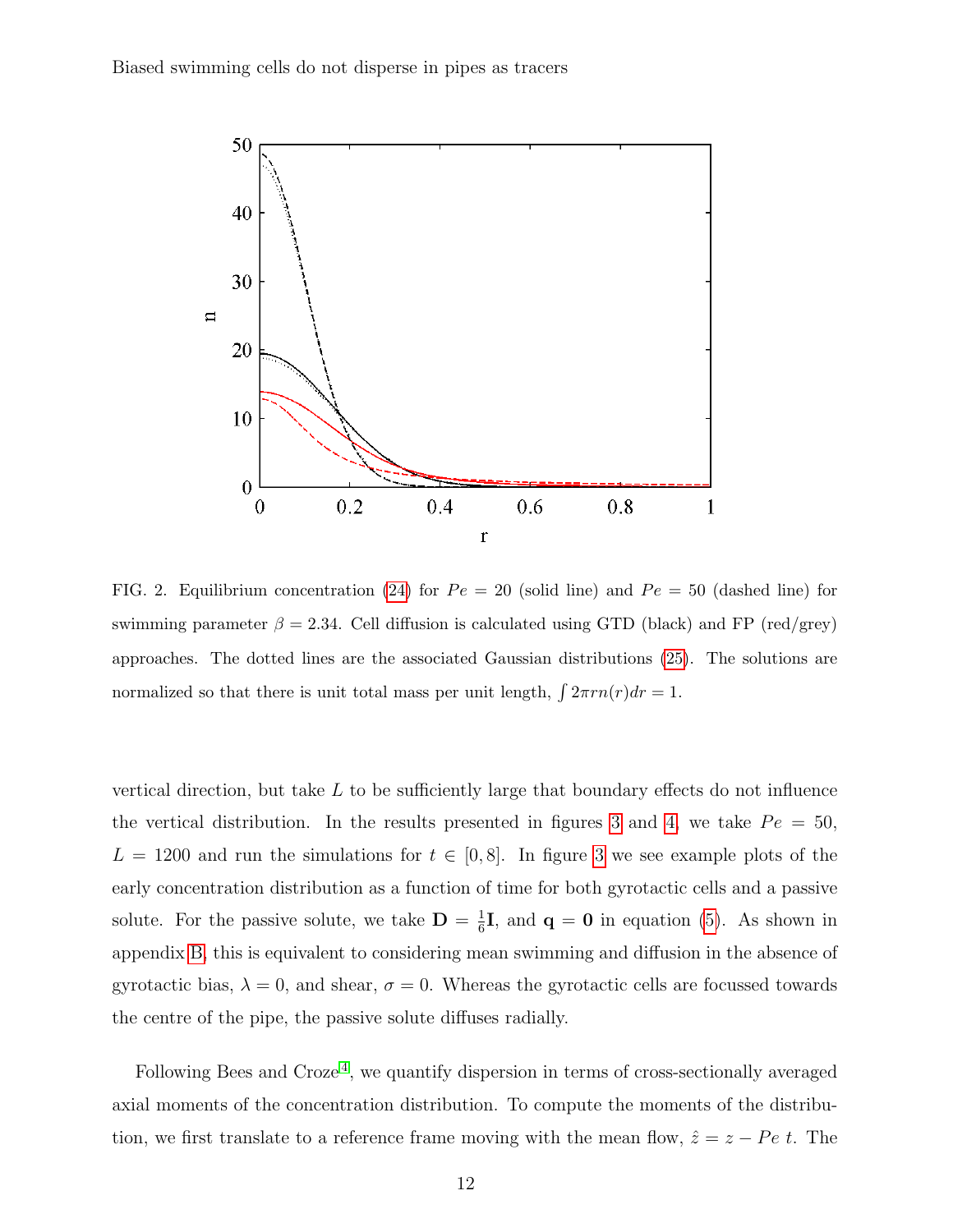FIG. 2. Equilibrium concentration (24) for $Pe = 20$ (solid line) and $Pe = 50$ (dashed line) for swimming parameter $\beta = 2.34$. Cell diffusion is calculated using GTD (black) and FP (red/grey) approaches. The dotted lines are the associated Gaussian distributions (25). The solutions are normalized so that there is unit total mass per unit length, $\int 2\pi r n(r) dr = 1$.

vertical direction, but take $L$ to be sufficiently large that boundary effects do not influence the vertical distribution. In the results presented in figures 3 and 4, we take $Pe = 50$, $L = 1200$ and run the simulations for $t \in [0, 8]$. In figure 3 we see example plots of the early concentration distribution as a function of time for both gyrotactic cells and a passive solute. For the passive solute, we take $\mathbf{D} = \frac{1}{6}\mathbf{I}$, and $\mathbf{q} = \mathbf{0}$ in equation (5). As shown in appendix B, this is equivalent to considering mean swimming and diffusion in the absence of gyrotactic bias, $\lambda = 0$, and shear, $\sigma = 0$. Whereas the gyrotactic cells are focussed towards the centre of the pipe, the passive solute diffuses radially.

Following Bees and Croze[4], we quantify dispersion in terms of cross-sectionally averaged axial moments of the concentration distribution. To compute the moments of the distribution, we first translate to a reference frame moving with the mean flow, $\hat{z} = z - Pe\, t$. The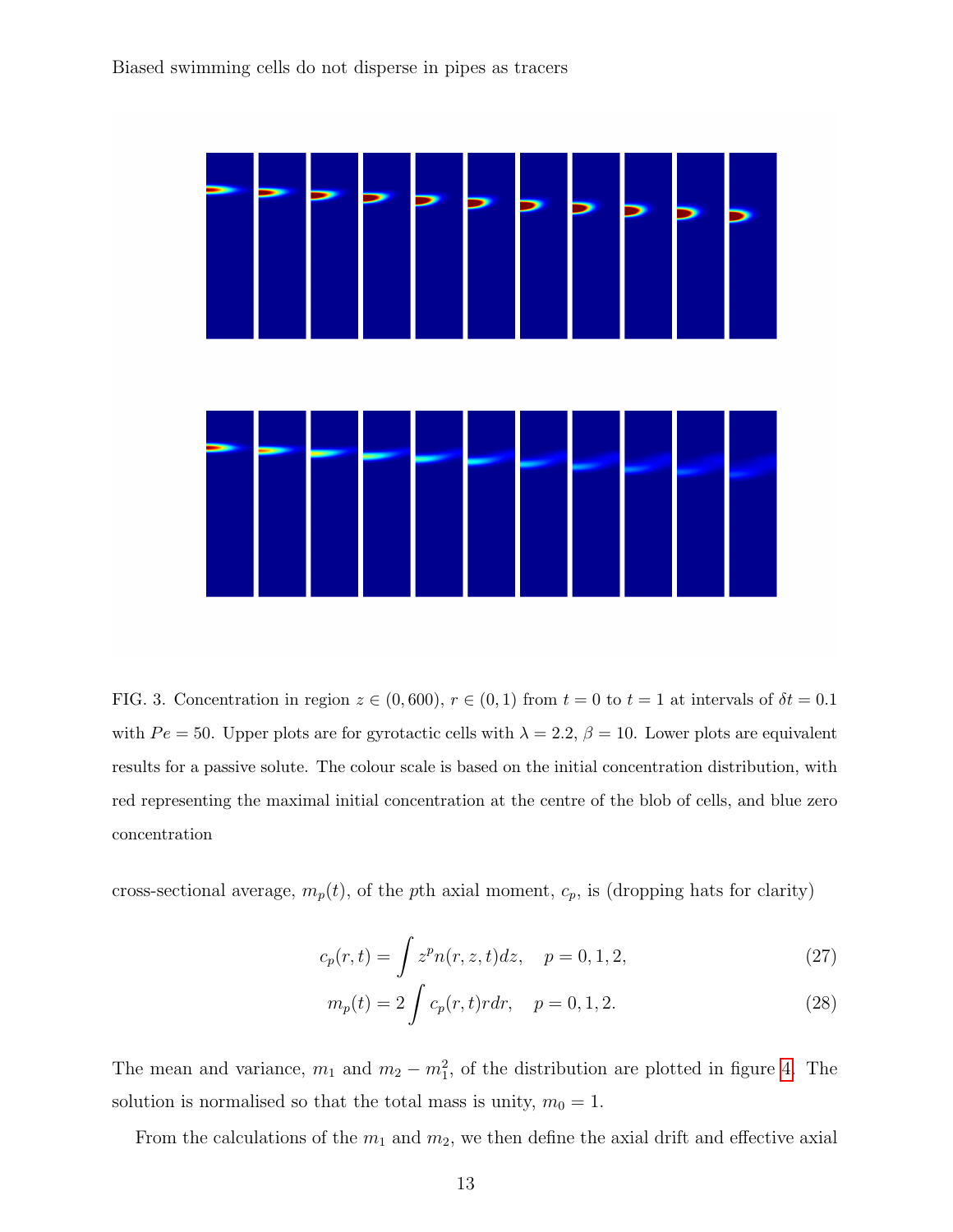FIG. 3. Concentration in region $z \in (0, 600)$, $r \in (0, 1)$ from $t = 0$ to $t = 1$ at intervals of $\delta t = 0.1$ with $Pe = 50$. Upper plots are for gyrotactic cells with $\lambda = 2.2$, $\beta = 10$. Lower plots are equivalent results for a passive solute. The colour scale is based on the initial concentration distribution, with red representing the maximal initial concentration at the centre of the blob of cells, and blue zero concentration

cross-sectional average, $m_p(t)$, of the $p$th axial moment, $c_p$, is (dropping hats for clarity)

$$c_p(r,t) = \int z^p n(r,z,t) dz, \quad p = 0, 1, 2, \tag{27}$$

$$m_p(t) = 2 \int c_p(r,t) r dr, \quad p = 0, 1, 2. \tag{28}$$

The mean and variance, $m_1$ and $m_2 - m_1^2$, of the distribution are plotted in figure 4. The solution is normalised so that the total mass is unity, $m_0 = 1$.

From the calculations of the $m_1$ and $m_2$, we then define the axial drift and effective axial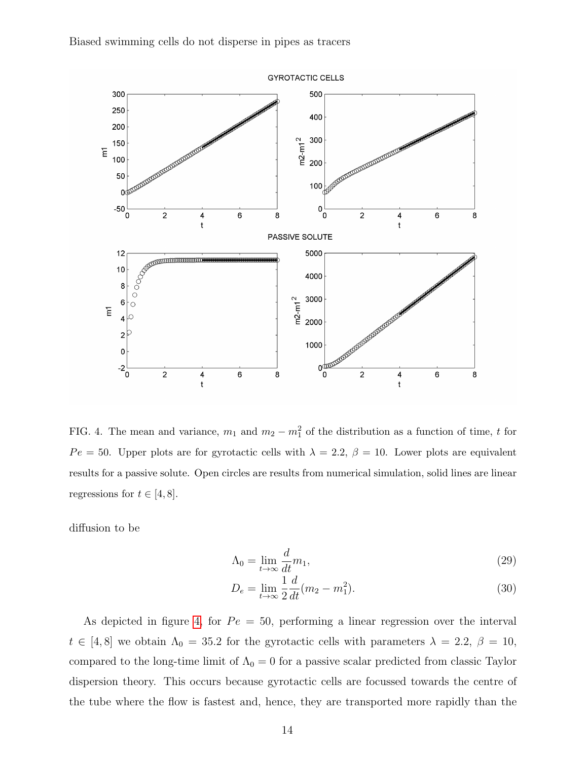FIG. 4. The mean and variance, $m_1$ and $m_2 - m_1^2$ of the distribution as a function of time, $t$ for $Pe = 50$. Upper plots are for gyrotactic cells with $\lambda = 2.2$, $\beta = 10$. Lower plots are equivalent results for a passive solute. Open circles are results from numerical simulation, solid lines are linear regressions for $t \in [4, 8]$.

diffusion to be

$$\Lambda_0 = \lim_{t\to\infty} \frac{d}{dt} m_1, \tag{29}$$

$$D_e = \lim_{t\to\infty} \frac{1}{2}\frac{d}{dt}(m_2 - m_1^2). \tag{30}$$

As depicted in figure 4, for $Pe = 50$, performing a linear regression over the interval $t \in [4, 8]$ we obtain $\Lambda_0 = 35.2$ for the gyrotactic cells with parameters $\lambda = 2.2$, $\beta = 10$, compared to the long-time limit of $\Lambda_0 = 0$ for a passive scalar predicted from classic Taylor dispersion theory. This occurs because gyrotactic cells are focussed towards the centre of the tube where the flow is fastest and, hence, they are transported more rapidly than the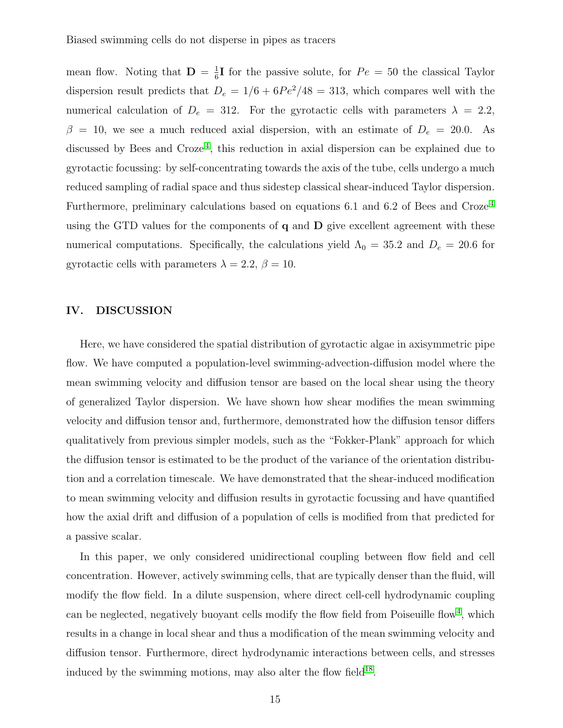mean flow. Noting that $\mathbf{D} = \frac{1}{6}\mathbf{I}$ for the passive solute, for $Pe = 50$ the classical Taylor dispersion result predicts that $D_e = 1/6 + 6Pe^2/48 = 313$, which compares well with the numerical calculation of $D_e = 312$. For the gyrotactic cells with parameters $\lambda = 2.2$, $\beta = 10$, we see a much reduced axial dispersion, with an estimate of $D_e = 20.0$. As discussed by Bees and Croze[4], this reduction in axial dispersion can be explained due to gyrotactic focussing: by self-concentrating towards the axis of the tube, cells undergo a much reduced sampling of radial space and thus sidestep classical shear-induced Taylor dispersion. Furthermore, preliminary calculations based on equations 6.1 and 6.2 of Bees and Croze[4] using the GTD values for the components of $\mathbf{q}$ and $\mathbf{D}$ give excellent agreement with these numerical computations. Specifically, the calculations yield $\Lambda_0 = 35.2$ and $D_e = 20.6$ for gyrotactic cells with parameters $\lambda = 2.2$, $\beta = 10$.

## IV. DISCUSSION

Here, we have considered the spatial distribution of gyrotactic algae in axisymmetric pipe flow. We have computed a population-level swimming-advection-diffusion model where the mean swimming velocity and diffusion tensor are based on the local shear using the theory of generalized Taylor dispersion. We have shown how shear modifies the mean swimming velocity and diffusion tensor and, furthermore, demonstrated how the diffusion tensor differs qualitatively from previous simpler models, such as the "Fokker-Plank" approach for which the diffusion tensor is estimated to be the product of the variance of the orientation distribution and a correlation timescale. We have demonstrated that the shear-induced modification to mean swimming velocity and diffusion results in gyrotactic focussing and have quantified how the axial drift and diffusion of a population of cells is modified from that predicted for a passive scalar.

In this paper, we only considered unidirectional coupling between flow field and cell concentration. However, actively swimming cells, that are typically denser than the fluid, will modify the flow field. In a dilute suspension, where direct cell-cell hydrodynamic coupling can be neglected, negatively buoyant cells modify the flow field from Poiseuille flow[4], which results in a change in local shear and thus a modification of the mean swimming velocity and diffusion tensor. Furthermore, direct hydrodynamic interactions between cells, and stresses induced by the swimming motions, may also alter the flow field[18].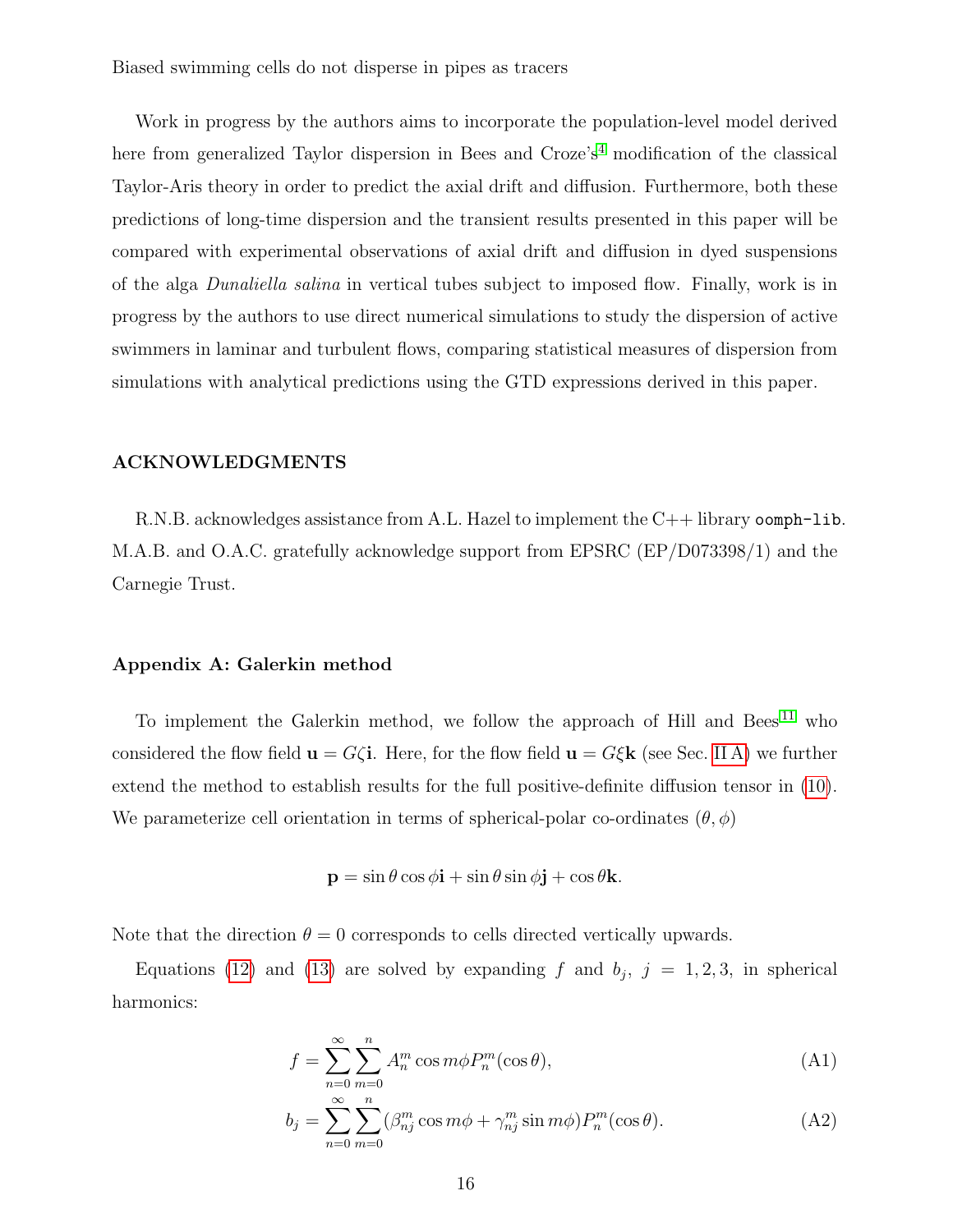Work in progress by the authors aims to incorporate the population-level model derived here from generalized Taylor dispersion in Bees and Croze's[4] modification of the classical Taylor-Aris theory in order to predict the axial drift and diffusion. Furthermore, both these predictions of long-time dispersion and the transient results presented in this paper will be compared with experimental observations of axial drift and diffusion in dyed suspensions of the alga *Dunaliella salina* in vertical tubes subject to imposed flow. Finally, work is in progress by the authors to use direct numerical simulations to study the dispersion of active swimmers in laminar and turbulent flows, comparing statistical measures of dispersion from simulations with analytical predictions using the GTD expressions derived in this paper.

## ACKNOWLEDGMENTS

R.N.B. acknowledges assistance from A.L. Hazel to implement the C++ library `oomph-lib`. M.A.B. and O.A.C. gratefully acknowledge support from EPSRC (EP/D073398/1) and the Carnegie Trust.

## Appendix A: Galerkin method

To implement the Galerkin method, we follow the approach of Hill and Bees[11] who considered the flow field $\mathbf{u} = G\zeta\mathbf{i}$. Here, for the flow field $\mathbf{u} = G\xi\mathbf{k}$ (see Sec. II A) we further extend the method to establish results for the full positive-definite diffusion tensor in (10). We parameterize cell orientation in terms of spherical-polar co-ordinates $(\theta, \phi)$

$$\mathbf{p} = \sin\theta\cos\phi\mathbf{i} + \sin\theta\sin\phi\mathbf{j} + \cos\theta\mathbf{k}.$$

Note that the direction $\theta = 0$ corresponds to cells directed vertically upwards.

Equations (12) and (13) are solved by expanding $f$ and $b_j$, $j = 1, 2, 3$, in spherical harmonics:

$$f = \sum_{n=0}^{\infty}\sum_{m=0}^{n} A_n^m \cos m\phi P_n^m(\cos\theta), \tag{A1}$$

$$b_j = \sum_{n=0}^{\infty}\sum_{m=0}^{n} (\beta_{nj}^m \cos m\phi + \gamma_{nj}^m \sin m\phi) P_n^m(\cos\theta). \tag{A2}$$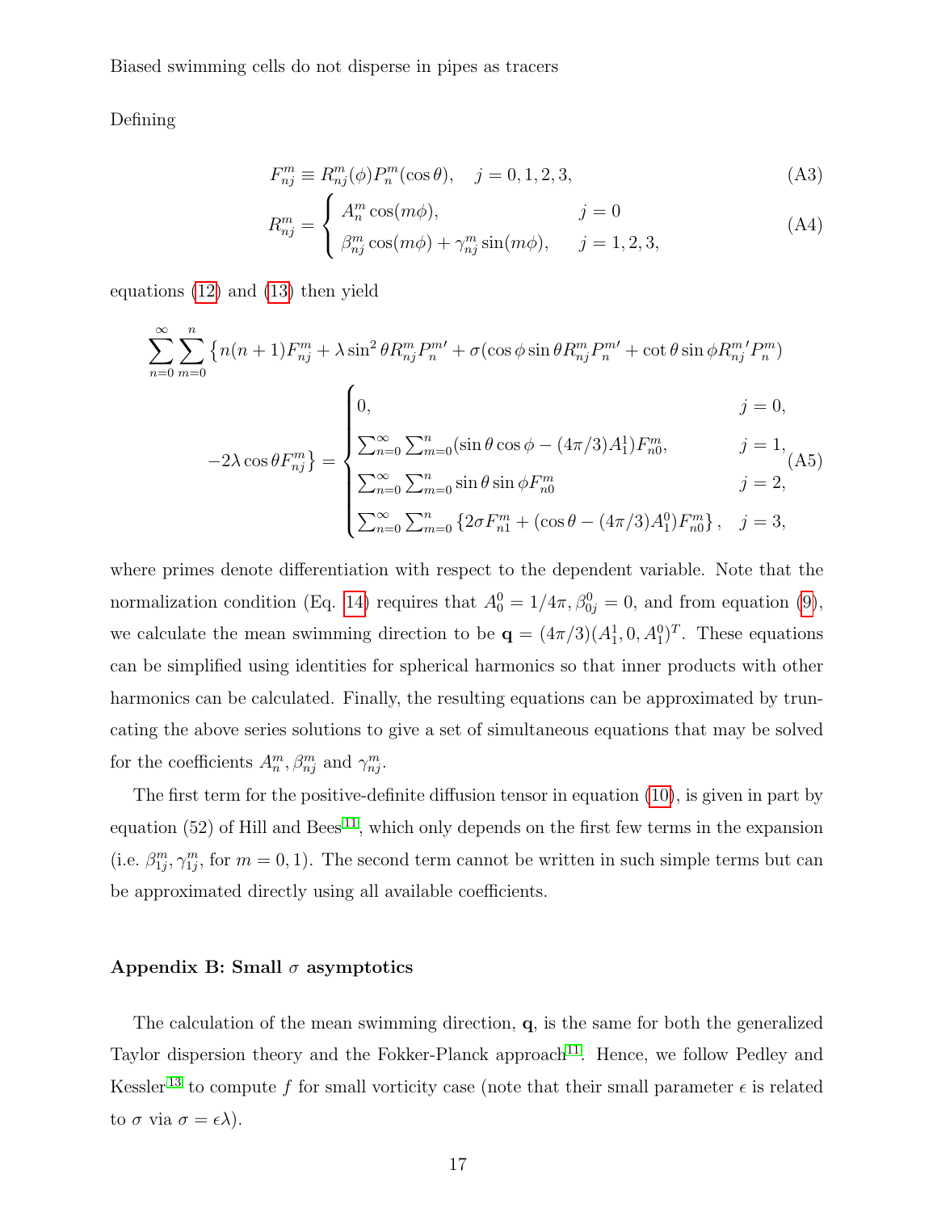Defining

$$F_{nj}^m \equiv R_{nj}^m(\phi) P_n^m(\cos\theta), \quad j = 0, 1, 2, 3, \tag{A3}$$

$$R_{nj}^m = \begin{cases} A_n^m \cos(m\phi), & j = 0 \\ \beta_{nj}^m \cos(m\phi) + \gamma_{nj}^m \sin(m\phi), & j = 1, 2, 3, \end{cases} \tag{A4}$$

equations (12) and (13) then yield

$$\sum_{n=0}^{\infty}\sum_{m=0}^{n}\left\{n(n+1)F_{nj}^m + \lambda \sin^2\theta R_{nj}^m P_n^{m\prime} + \sigma(\cos\phi \sin\theta R_{nj}^m P_n^{m\prime} + \cot\theta \sin\phi R_{nj}^{m\prime} P_n^m)\right.$$
$$\left. -2\lambda\cos\theta F_{nj}^m\right\} = \begin{cases} 0, & j = 0, \\ \sum_{n=0}^{\infty}\sum_{m=0}^{n}(\sin\theta\cos\phi - (4\pi/3)A_1^1)F_{n0}^m, & j = 1, \\ \sum_{n=0}^{\infty}\sum_{m=0}^{n}\sin\theta\sin\phi F_{n0}^m & j = 2, \\ \sum_{n=0}^{\infty}\sum_{m=0}^{n}\left\{2\sigma F_{n1}^m + (\cos\theta - (4\pi/3)A_1^0)F_{n0}^m\right\}, & j = 3, \end{cases} \tag{A5}$$

where primes denote differentiation with respect to the dependent variable. Note that the normalization condition (Eq. 14) requires that $A_0^0 = 1/4\pi, \beta_{0j}^0 = 0$, and from equation (9), we calculate the mean swimming direction to be $\mathbf{q} = (4\pi/3)(A_1^1, 0, A_1^0)^T$. These equations can be simplified using identities for spherical harmonics so that inner products with other harmonics can be calculated. Finally, the resulting equations can be approximated by truncating the above series solutions to give a set of simultaneous equations that may be solved for the coefficients $A_n^m, \beta_{nj}^m$ and $\gamma_{nj}^m$.

The first term for the positive-definite diffusion tensor in equation (10), is given in part by equation (52) of Hill and Bees[11], which only depends on the first few terms in the expansion (i.e. $\beta_{1j}^m, \gamma_{1j}^m$, for $m = 0, 1$). The second term cannot be written in such simple terms but can be approximated directly using all available coefficients.

### Appendix B: Small $\sigma$ asymptotics

The calculation of the mean swimming direction, $\mathbf{q}$, is the same for both the generalized Taylor dispersion theory and the Fokker-Planck approach[11]. Hence, we follow Pedley and Kessler[13] to compute $f$ for small vorticity case (note that their small parameter $\epsilon$ is related to $\sigma$ via $\sigma = \epsilon\lambda$).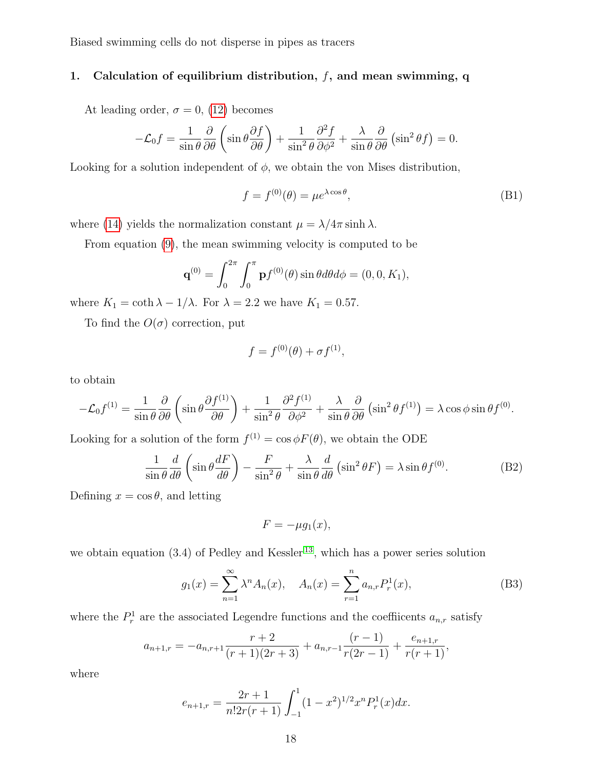## 1. Calculation of equilibrium distribution, $f$, and mean swimming, $\mathbf{q}$

At leading order, $\sigma = 0$, (12) becomes

$$-\mathcal{L}_0 f = \frac{1}{\sin\theta}\frac{\partial}{\partial\theta}\left(\sin\theta\frac{\partial f}{\partial\theta}\right) + \frac{1}{\sin^2\theta}\frac{\partial^2 f}{\partial\phi^2} + \frac{\lambda}{\sin\theta}\frac{\partial}{\partial\theta}\left(\sin^2\theta f\right) = 0.$$

Looking for a solution independent of $\phi$, we obtain the von Mises distribution,

$$f = f^{(0)}(\theta) = \mu e^{\lambda\cos\theta}, \tag{B1}$$

where (14) yields the normalization constant $\mu = \lambda/4\pi\sinh\lambda$.

From equation (9), the mean swimming velocity is computed to be

$$\mathbf{q}^{(0)} = \int_0^{2\pi}\int_0^{\pi} \mathbf{p} f^{(0)}(\theta)\sin\theta d\theta d\phi = (0, 0, K_1),$$

where $K_1 = \coth\lambda - 1/\lambda$. For $\lambda = 2.2$ we have $K_1 = 0.57$.

To find the $O(\sigma)$ correction, put

$$f = f^{(0)}(\theta) + \sigma f^{(1)},$$

to obtain

$$-\mathcal{L}_0 f^{(1)} = \frac{1}{\sin\theta}\frac{\partial}{\partial\theta}\left(\sin\theta\frac{\partial f^{(1)}}{\partial\theta}\right) + \frac{1}{\sin^2\theta}\frac{\partial^2 f^{(1)}}{\partial\phi^2} + \frac{\lambda}{\sin\theta}\frac{\partial}{\partial\theta}\left(\sin^2\theta f^{(1)}\right) = \lambda\cos\phi\sin\theta f^{(0)}.$$

Looking for a solution of the form $f^{(1)} = \cos\phi F(\theta)$, we obtain the ODE

$$\frac{1}{\sin\theta}\frac{d}{d\theta}\left(\sin\theta\frac{dF}{d\theta}\right) - \frac{F}{\sin^2\theta} + \frac{\lambda}{\sin\theta}\frac{d}{d\theta}\left(\sin^2\theta F\right) = \lambda\sin\theta f^{(0)}. \tag{B2}$$

Defining $x = \cos\theta$, and letting

$$F = -\mu g_1(x),$$

we obtain equation (3.4) of Pedley and Kessler[13], which has a power series solution

$$g_1(x) = \sum_{n=1}^{\infty}\lambda^n A_n(x), \quad A_n(x) = \sum_{r=1}^{n} a_{n,r}P_r^1(x), \tag{B3}$$

where the $P_r^1$ are the associated Legendre functions and the coeffiicents $a_{n,r}$ satisfy

$$a_{n+1,r} = -a_{n,r+1}\frac{r+2}{(r+1)(2r+3)} + a_{n,r-1}\frac{(r-1)}{r(2r-1)} + \frac{e_{n+1,r}}{r(r+1)},$$

where

$$e_{n+1,r} = \frac{2r+1}{n!2r(r+1)}\int_{-1}^{1}(1-x^2)^{1/2}x^n P_r^1(x)dx.$$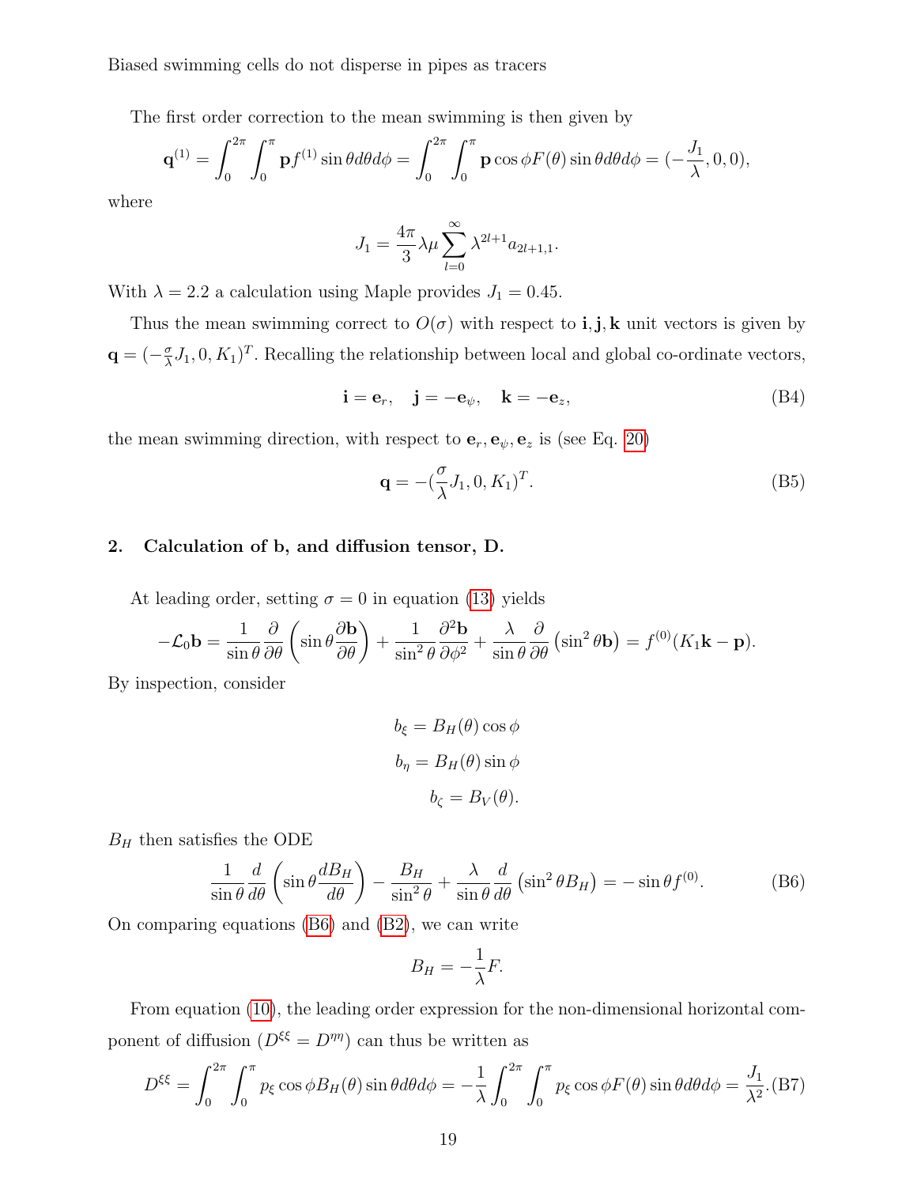The first order correction to the mean swimming is then given by

$$\mathbf{q}^{(1)} = \int_0^{2\pi}\int_0^{\pi} \mathbf{p} f^{(1)} \sin\theta d\theta d\phi = \int_0^{2\pi}\int_0^{\pi} \mathbf{p}\cos\phi F(\theta)\sin\theta d\theta d\phi = (-\frac{J_1}{\lambda}, 0, 0),$$

where

$$J_1 = \frac{4\pi}{3}\lambda\mu \sum_{l=0}^{\infty} \lambda^{2l+1} a_{2l+1,1}.$$

With $\lambda = 2.2$ a calculation using Maple provides $J_1 = 0.45$.

Thus the mean swimming correct to $O(\sigma)$ with respect to $\mathbf{i}, \mathbf{j}, \mathbf{k}$ unit vectors is given by $\mathbf{q} = (-\frac{\sigma}{\lambda}J_1, 0, K_1)^T$. Recalling the relationship between local and global co-ordinate vectors,

$$\mathbf{i} = \mathbf{e}_r, \quad \mathbf{j} = -\mathbf{e}_\psi, \quad \mathbf{k} = -\mathbf{e}_z, \tag{B4}$$

the mean swimming direction, with respect to $\mathbf{e}_r, \mathbf{e}_\psi, \mathbf{e}_z$ is (see Eq. 20)

$$\mathbf{q} = -(\frac{\sigma}{\lambda}J_1, 0, K_1)^T. \tag{B5}$$

## 2. Calculation of b, and diffusion tensor, D.

At leading order, setting $\sigma = 0$ in equation (13) yields

$$-\mathcal{L}_0\mathbf{b} = \frac{1}{\sin\theta}\frac{\partial}{\partial\theta}\left(\sin\theta\frac{\partial\mathbf{b}}{\partial\theta}\right) + \frac{1}{\sin^2\theta}\frac{\partial^2\mathbf{b}}{\partial\phi^2} + \frac{\lambda}{\sin\theta}\frac{\partial}{\partial\theta}\left(\sin^2\theta\mathbf{b}\right) = f^{(0)}(K_1\mathbf{k} - \mathbf{p}).$$

By inspection, consider

$$b_\xi = B_H(\theta)\cos\phi$$

$$b_\eta = B_H(\theta)\sin\phi$$

$$b_\zeta = B_V(\theta).$$

$B_H$ then satisfies the ODE

$$\frac{1}{\sin\theta}\frac{d}{d\theta}\left(\sin\theta\frac{dB_H}{d\theta}\right) - \frac{B_H}{\sin^2\theta} + \frac{\lambda}{\sin\theta}\frac{d}{d\theta}\left(\sin^2\theta B_H\right) = -\sin\theta f^{(0)}. \tag{B6}$$

On comparing equations (B6) and (B2), we can write

$$B_H = -\frac{1}{\lambda}F.$$

From equation (10), the leading order expression for the non-dimensional horizontal component of diffusion ($D^{\xi\xi} = D^{\eta\eta}$) can thus be written as

$$D^{\xi\xi} = \int_0^{2\pi}\int_0^{\pi} p_\xi \cos\phi B_H(\theta)\sin\theta d\theta d\phi = -\frac{1}{\lambda}\int_0^{2\pi}\int_0^{\pi} p_\xi\cos\phi F(\theta)\sin\theta d\theta d\phi = \frac{J_1}{\lambda^2}. \tag{B7}$$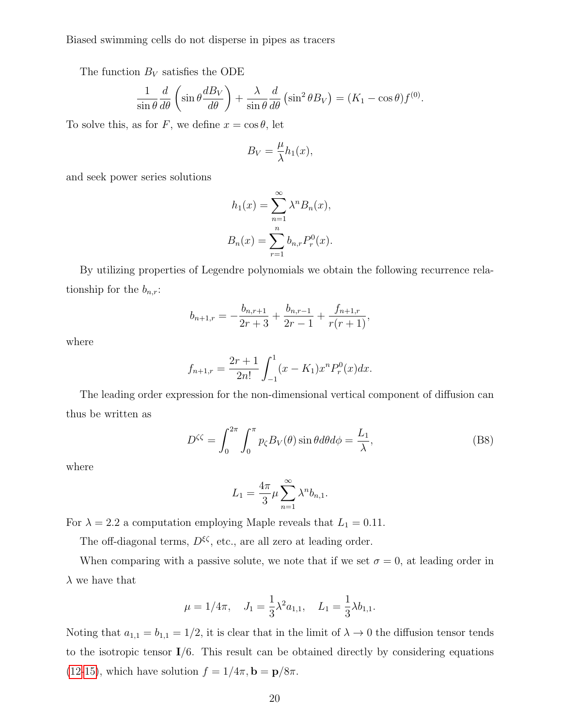The function $B_V$ satisfies the ODE

$$\frac{1}{\sin\theta}\frac{d}{d\theta}\left(\sin\theta\frac{dB_V}{d\theta}\right)+\frac{\lambda}{\sin\theta}\frac{d}{d\theta}\left(\sin^2\theta B_V\right)=(K_1-\cos\theta)f^{(0)}.$$

To solve this, as for $F$, we define $x=\cos\theta$, let

$$B_V=\frac{\mu}{\lambda}h_1(x),$$

and seek power series solutions

$$h_1(x)=\sum_{n=1}^{\infty}\lambda^n B_n(x),$$

$$B_n(x)=\sum_{r=1}^{n}b_{n,r}P_r^0(x).$$

By utilizing properties of Legendre polynomials we obtain the following recurrence relationship for the $b_{n,r}$:

$$b_{n+1,r}=-\frac{b_{n,r+1}}{2r+3}+\frac{b_{n,r-1}}{2r-1}+\frac{f_{n+1,r}}{r(r+1)},$$

where

$$f_{n+1,r}=\frac{2r+1}{2n!}\int_{-1}^{1}(x-K_1)x^nP_r^0(x)dx.$$

The leading order expression for the non-dimensional vertical component of diffusion can thus be written as

$$D^{\zeta\zeta}=\int_0^{2\pi}\int_0^{\pi}p_\zeta B_V(\theta)\sin\theta d\theta d\phi=\frac{L_1}{\lambda},\tag{B8}$$

where

$$L_1=\frac{4\pi}{3}\mu\sum_{n=1}^{\infty}\lambda^n b_{n,1}.$$

For $\lambda=2.2$ a computation employing Maple reveals that $L_1=0.11$.

The off-diagonal terms, $D^{\xi\zeta}$, etc., are all zero at leading order.

When comparing with a passive solute, we note that if we set $\sigma=0$, at leading order in $\lambda$ we have that

$$\mu=1/4\pi,\quad J_1=\frac{1}{3}\lambda^2 a_{1,1},\quad L_1=\frac{1}{3}\lambda b_{1,1}.$$

Noting that $a_{1,1}=b_{1,1}=1/2$, it is clear that in the limit of $\lambda\to 0$ the diffusion tensor tends to the isotropic tensor $\mathbf{I}/6$. This result can be obtained directly by considering equations (12-15), which have solution $f=1/4\pi, \mathbf{b}=\mathbf{p}/8\pi$.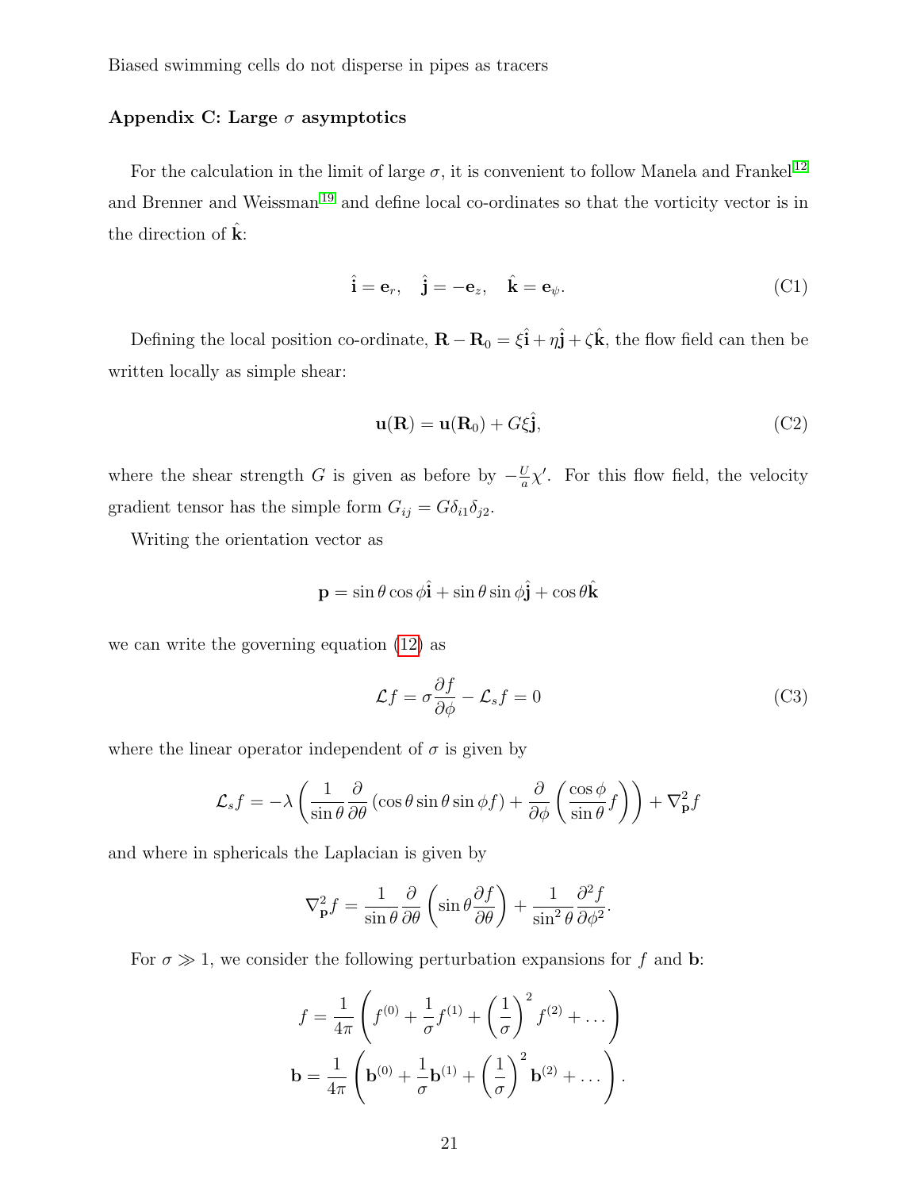## Appendix C: Large $\sigma$ asymptotics

For the calculation in the limit of large $\sigma$, it is convenient to follow Manela and Frankel[12] and Brenner and Weissman[19] and define local co-ordinates so that the vorticity vector is in the direction of $\hat{\mathbf{k}}$:

$$\hat{\mathbf{i}} = \mathbf{e}_r, \quad \hat{\mathbf{j}} = -\mathbf{e}_z, \quad \hat{\mathbf{k}} = \mathbf{e}_\psi. \tag{C1}$$

Defining the local position co-ordinate, $\mathbf{R} - \mathbf{R}_0 = \xi\hat{\mathbf{i}} + \eta\hat{\mathbf{j}} + \zeta\hat{\mathbf{k}}$, the flow field can then be written locally as simple shear:

$$\mathbf{u}(\mathbf{R}) = \mathbf{u}(\mathbf{R}_0) + G\xi\hat{\mathbf{j}}, \tag{C2}$$

where the shear strength $G$ is given as before by $-\frac{U}{a}\chi'$. For this flow field, the velocity gradient tensor has the simple form $G_{ij} = G\delta_{i1}\delta_{j2}$.

Writing the orientation vector as

$$\mathbf{p} = \sin\theta\cos\phi\hat{\mathbf{i}} + \sin\theta\sin\phi\hat{\mathbf{j}} + \cos\theta\hat{\mathbf{k}}$$

we can write the governing equation (12) as

$$\mathcal{L}f = \sigma\frac{\partial f}{\partial \phi} - \mathcal{L}_s f = 0 \tag{C3}$$

where the linear operator independent of $\sigma$ is given by

$$\mathcal{L}_s f = -\lambda\left(\frac{1}{\sin\theta}\frac{\partial}{\partial\theta}\left(\cos\theta\sin\theta\sin\phi f\right) + \frac{\partial}{\partial\phi}\left(\frac{\cos\phi}{\sin\theta}f\right)\right) + \nabla^2_{\mathbf{p}}f$$

and where in sphericals the Laplacian is given by

$$\nabla^2_{\mathbf{p}}f = \frac{1}{\sin\theta}\frac{\partial}{\partial\theta}\left(\sin\theta\frac{\partial f}{\partial\theta}\right) + \frac{1}{\sin^2\theta}\frac{\partial^2 f}{\partial\phi^2}.$$

For $\sigma \gg 1$, we consider the following perturbation expansions for $f$ and $\mathbf{b}$:

$$f = \frac{1}{4\pi}\left(f^{(0)} + \frac{1}{\sigma}f^{(1)} + \left(\frac{1}{\sigma}\right)^2 f^{(2)} + \dots\right)$$

$$\mathbf{b} = \frac{1}{4\pi}\left(\mathbf{b}^{(0)} + \frac{1}{\sigma}\mathbf{b}^{(1)} + \left(\frac{1}{\sigma}\right)^2 \mathbf{b}^{(2)} + \dots\right).$$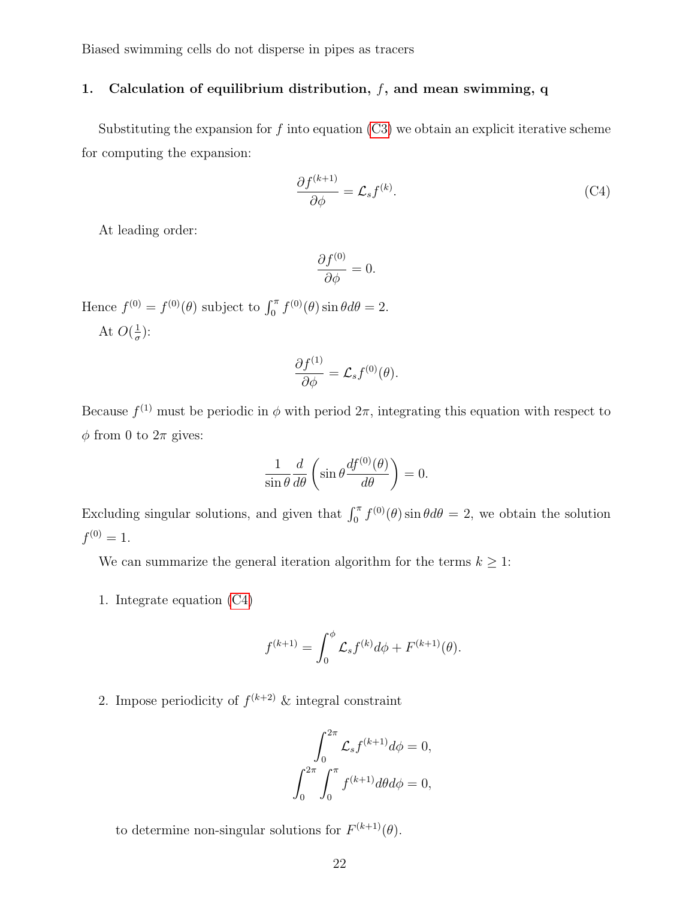### 1. Calculation of equilibrium distribution, $f$, and mean swimming, $\mathbf{q}$

Substituting the expansion for $f$ into equation (C3) we obtain an explicit iterative scheme for computing the expansion:

$$\frac{\partial f^{(k+1)}}{\partial \phi} = \mathcal{L}_s f^{(k)}. \tag{C4}$$

At leading order:

$$\frac{\partial f^{(0)}}{\partial \phi} = 0.$$

Hence $f^{(0)} = f^{(0)}(\theta)$ subject to $\int_0^\pi f^{(0)}(\theta) \sin\theta d\theta = 2$.

At $O(\frac{1}{\sigma})$:

$$\frac{\partial f^{(1)}}{\partial \phi} = \mathcal{L}_s f^{(0)}(\theta).$$

Because $f^{(1)}$ must be periodic in $\phi$ with period $2\pi$, integrating this equation with respect to $\phi$ from 0 to $2\pi$ gives:

$$\frac{1}{\sin\theta} \frac{d}{d\theta}\left(\sin\theta \frac{df^{(0)}(\theta)}{d\theta}\right) = 0.$$

Excluding singular solutions, and given that $\int_0^\pi f^{(0)}(\theta) \sin\theta d\theta = 2$, we obtain the solution $f^{(0)} = 1$.

We can summarize the general iteration algorithm for the terms $k \geq 1$:

1. Integrate equation (C4)

$$f^{(k+1)} = \int_0^\phi \mathcal{L}_s f^{(k)} d\phi + F^{(k+1)}(\theta).$$

2. Impose periodicity of $f^{(k+2)}$ & integral constraint

$$\int_0^{2\pi} \mathcal{L}_s f^{(k+1)} d\phi = 0,$$
$$\int_0^{2\pi} \int_0^\pi f^{(k+1)} d\theta d\phi = 0,$$

to determine non-singular solutions for $F^{(k+1)}(\theta)$.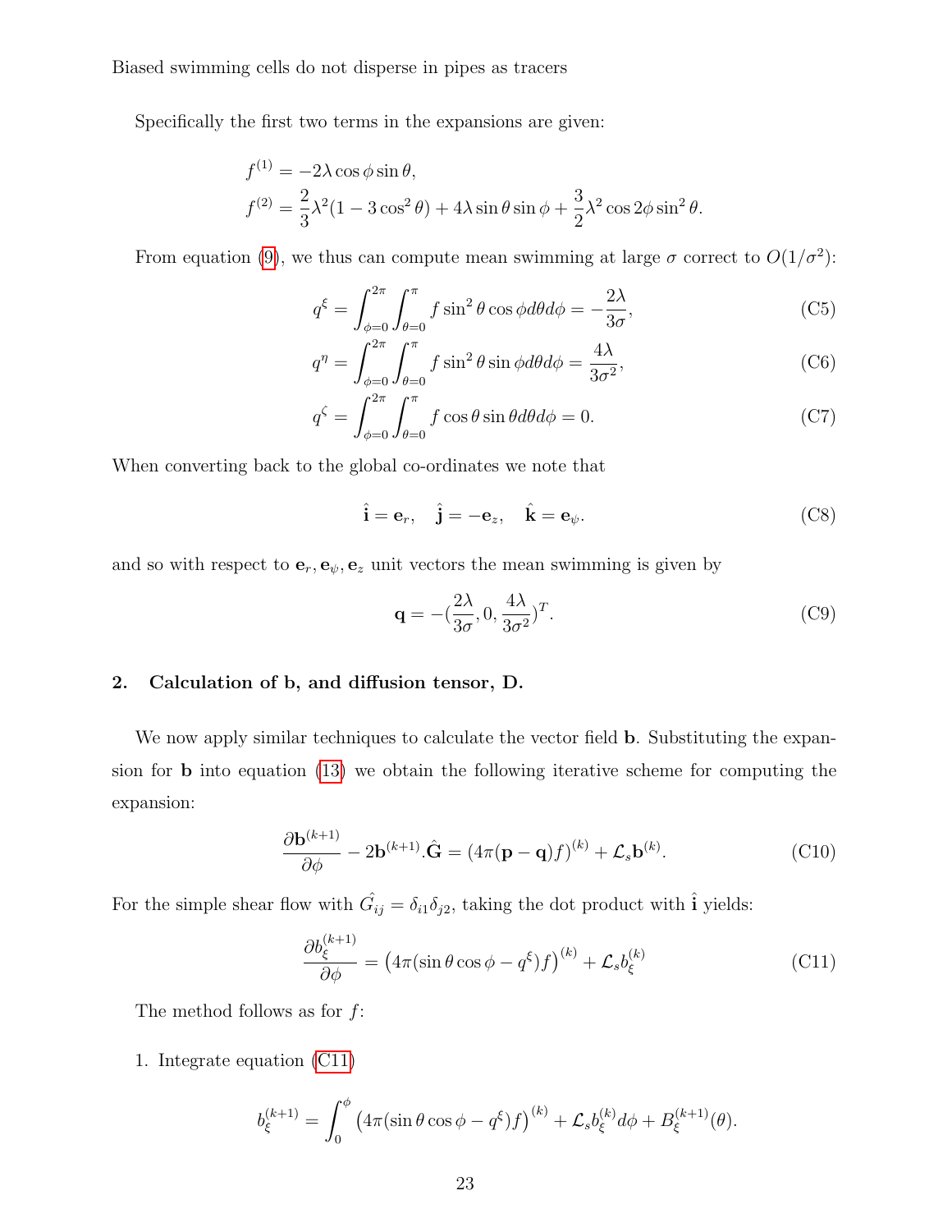Specifically the first two terms in the expansions are given:

$$f^{(1)} = -2\lambda \cos\phi \sin\theta,$$
$$f^{(2)} = \frac{2}{3}\lambda^2(1 - 3\cos^2\theta) + 4\lambda \sin\theta \sin\phi + \frac{3}{2}\lambda^2 \cos 2\phi \sin^2\theta.$$

From equation (9), we thus can compute mean swimming at large $\sigma$ correct to $O(1/\sigma^2)$:

$$q^{\xi} = \int_{\phi=0}^{2\pi}\int_{\theta=0}^{\pi} f \sin^2\theta \cos\phi d\theta d\phi = -\frac{2\lambda}{3\sigma}, \tag{C5}$$

$$q^{\eta} = \int_{\phi=0}^{2\pi}\int_{\theta=0}^{\pi} f \sin^2\theta \sin\phi d\theta d\phi = \frac{4\lambda}{3\sigma^2}, \tag{C6}$$

$$q^{\zeta} = \int_{\phi=0}^{2\pi}\int_{\theta=0}^{\pi} f \cos\theta \sin\theta d\theta d\phi = 0. \tag{C7}$$

When converting back to the global co-ordinates we note that

$$\hat{\mathbf{i}} = \mathbf{e}_r, \quad \hat{\mathbf{j}} = -\mathbf{e}_z, \quad \hat{\mathbf{k}} = \mathbf{e}_{\psi}. \tag{C8}$$

and so with respect to $\mathbf{e}_r, \mathbf{e}_{\psi}, \mathbf{e}_z$ unit vectors the mean swimming is given by

$$\mathbf{q} = -(\frac{2\lambda}{3\sigma}, 0, \frac{4\lambda}{3\sigma^2})^T. \tag{C9}$$

## 2. Calculation of b, and diffusion tensor, D.

We now apply similar techniques to calculate the vector field $\mathbf{b}$. Substituting the expansion for $\mathbf{b}$ into equation (13) we obtain the following iterative scheme for computing the expansion:

$$\frac{\partial \mathbf{b}^{(k+1)}}{\partial \phi} - 2\mathbf{b}^{(k+1)}.\hat{\mathbf{G}} = (4\pi(\mathbf{p}-\mathbf{q})f)^{(k)} + \mathcal{L}_s \mathbf{b}^{(k)}. \tag{C10}$$

For the simple shear flow with $\hat{G_{ij}} = \delta_{i1}\delta_{j2}$, taking the dot product with $\hat{\mathbf{i}}$ yields:

$$\frac{\partial b_{\xi}^{(k+1)}}{\partial \phi} = \left(4\pi(\sin\theta\cos\phi - q^{\xi})f\right)^{(k)} + \mathcal{L}_s b_{\xi}^{(k)} \tag{C11}$$

The method follows as for $f$:

1. Integrate equation (C11)

$$b_{\xi}^{(k+1)} = \int_0^{\phi} \left(4\pi(\sin\theta\cos\phi - q^{\xi})f\right)^{(k)} + \mathcal{L}_s b_{\xi}^{(k)} d\phi + B_{\xi}^{(k+1)}(\theta).$$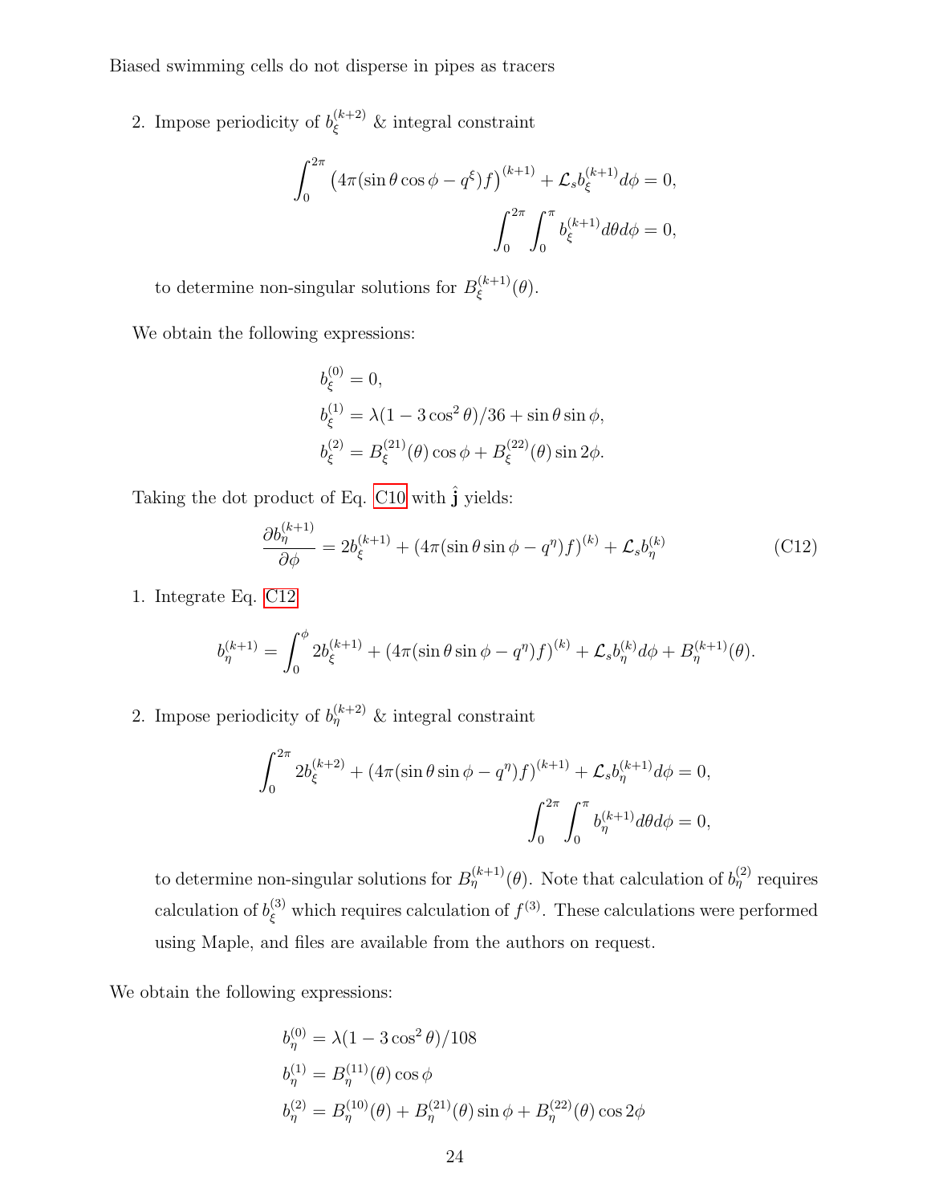2. Impose periodicity of $b_\xi^{(k+2)}$ & integral constraint

$$\int_0^{2\pi} \left(4\pi(\sin\theta\cos\phi - q^\xi)f\right)^{(k+1)} + \mathcal{L}_s b_\xi^{(k+1)} d\phi = 0,$$

$$\int_0^{2\pi}\int_0^{\pi} b_\xi^{(k+1)} d\theta d\phi = 0,$$

to determine non-singular solutions for $B_\xi^{(k+1)}(\theta)$.

We obtain the following expressions:

$$b_\xi^{(0)} = 0,$$
$$b_\xi^{(1)} = \lambda(1-3\cos^2\theta)/36 + \sin\theta\sin\phi,$$
$$b_\xi^{(2)} = B_\xi^{(21)}(\theta)\cos\phi + B_\xi^{(22)}(\theta)\sin 2\phi.$$

Taking the dot product of Eq. C10 with $\hat{\mathbf{j}}$ yields:

$$\frac{\partial b_\eta^{(k+1)}}{\partial\phi} = 2b_\xi^{(k+1)} + \left(4\pi(\sin\theta\sin\phi - q^\eta)f\right)^{(k)} + \mathcal{L}_s b_\eta^{(k)} \tag{C12}$$

1. Integrate Eq. C12

$$b_\eta^{(k+1)} = \int_0^{\phi} 2b_\xi^{(k+1)} + \left(4\pi(\sin\theta\sin\phi - q^\eta)f\right)^{(k)} + \mathcal{L}_s b_\eta^{(k)} d\phi + B_\eta^{(k+1)}(\theta).$$

2. Impose periodicity of $b_\eta^{(k+2)}$ & integral constraint

$$\int_0^{2\pi} 2b_\xi^{(k+2)} + \left(4\pi(\sin\theta\sin\phi - q^\eta)f\right)^{(k+1)} + \mathcal{L}_s b_\eta^{(k+1)} d\phi = 0,$$

$$\int_0^{2\pi}\int_0^{\pi} b_\eta^{(k+1)} d\theta d\phi = 0,$$

to determine non-singular solutions for $B_\eta^{(k+1)}(\theta)$. Note that calculation of $b_\eta^{(2)}$ requires calculation of $b_\xi^{(3)}$ which requires calculation of $f^{(3)}$. These calculations were performed using Maple, and files are available from the authors on request.

We obtain the following expressions:

$$b_\eta^{(0)} = \lambda(1-3\cos^2\theta)/108$$
$$b_\eta^{(1)} = B_\eta^{(11)}(\theta)\cos\phi$$
$$b_\eta^{(2)} = B_\eta^{(10)}(\theta) + B_\eta^{(21)}(\theta)\sin\phi + B_\eta^{(22)}(\theta)\cos 2\phi$$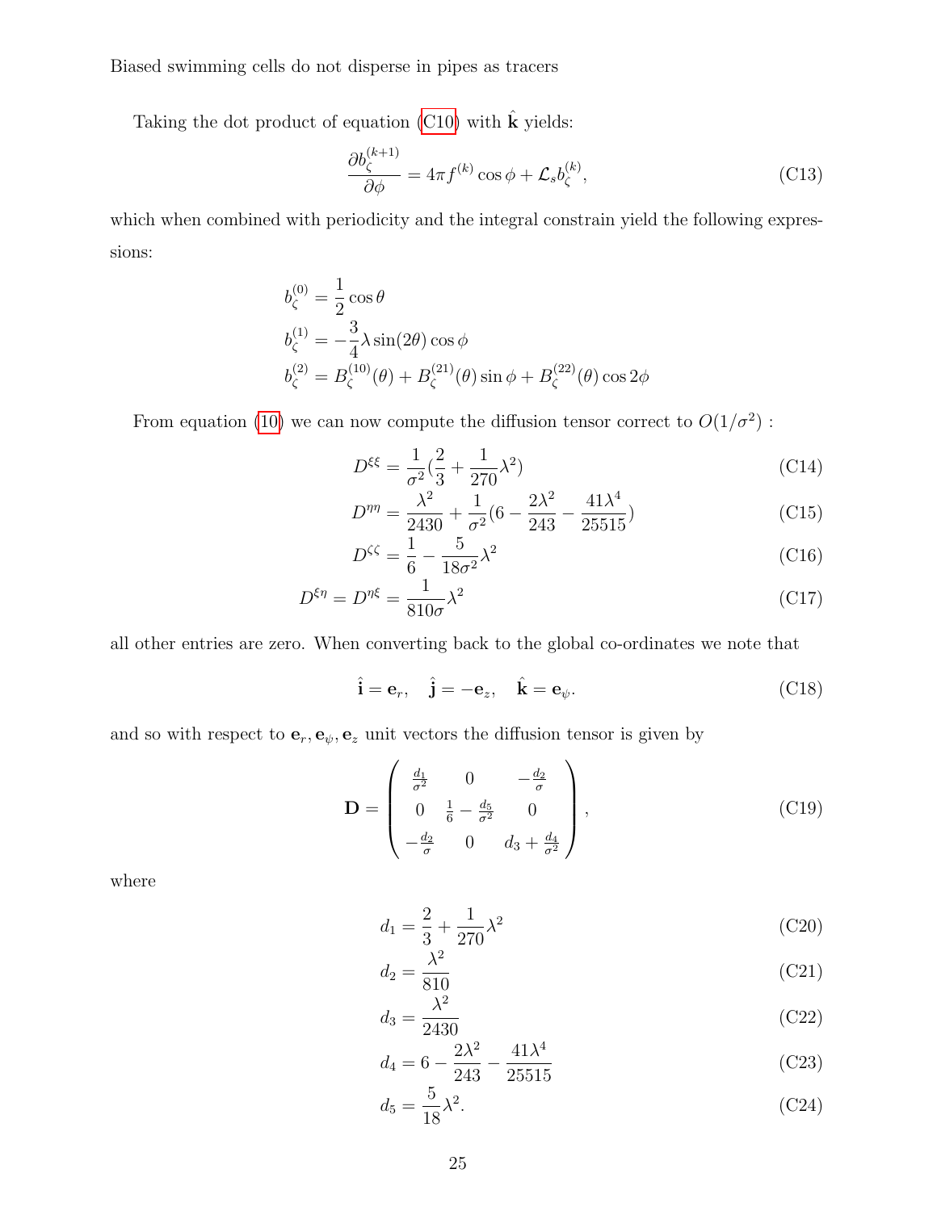Taking the dot product of equation (C10) with $\hat{\mathbf{k}}$ yields:

$$\frac{\partial b_{\zeta}^{(k+1)}}{\partial \phi} = 4\pi f^{(k)} \cos\phi + \mathcal{L}_s b_{\zeta}^{(k)}, \tag{C13}$$

which when combined with periodicity and the integral constrain yield the following expressions:

$$b_{\zeta}^{(0)} = \frac{1}{2}\cos\theta$$
$$b_{\zeta}^{(1)} = -\frac{3}{4}\lambda \sin(2\theta)\cos\phi$$
$$b_{\zeta}^{(2)} = B_{\zeta}^{(10)}(\theta) + B_{\zeta}^{(21)}(\theta)\sin\phi + B_{\zeta}^{(22)}(\theta)\cos 2\phi$$

From equation (10) we can now compute the diffusion tensor correct to $O(1/\sigma^2)$ :

$$D^{\xi\xi} = \frac{1}{\sigma^2}\left(\frac{2}{3} + \frac{1}{270}\lambda^2\right) \tag{C14}$$

$$D^{\eta\eta} = \frac{\lambda^2}{2430} + \frac{1}{\sigma^2}\left(6 - \frac{2\lambda^2}{243} - \frac{41\lambda^4}{25515}\right) \tag{C15}$$

$$D^{\zeta\zeta} = \frac{1}{6} - \frac{5}{18\sigma^2}\lambda^2 \tag{C16}$$

$$D^{\xi\eta} = D^{\eta\xi} = \frac{1}{810\sigma}\lambda^2 \tag{C17}$$

all other entries are zero. When converting back to the global co-ordinates we note that

$$\hat{\mathbf{i}} = \mathbf{e}_r, \quad \hat{\mathbf{j}} = -\mathbf{e}_z, \quad \hat{\mathbf{k}} = \mathbf{e}_\psi. \tag{C18}$$

and so with respect to $\mathbf{e}_r, \mathbf{e}_\psi, \mathbf{e}_z$ unit vectors the diffusion tensor is given by

$$\mathbf{D} = \begin{pmatrix} \frac{d_1}{\sigma^2} & 0 & -\frac{d_2}{\sigma} \\ 0 & \frac{1}{6} - \frac{d_5}{\sigma^2} & 0 \\ -\frac{d_2}{\sigma} & 0 & d_3 + \frac{d_4}{\sigma^2} \end{pmatrix}, \tag{C19}$$

where

$$d_1 = \frac{2}{3} + \frac{1}{270}\lambda^2 \tag{C20}$$

$$d_2 = \frac{\lambda^2}{810} \tag{C21}$$

$$d_3 = \frac{\lambda^2}{2430} \tag{C22}$$

$$d_4 = 6 - \frac{2\lambda^2}{243} - \frac{41\lambda^4}{25515} \tag{C23}$$

$$d_5 = \frac{5}{18}\lambda^2. \tag{C24}$$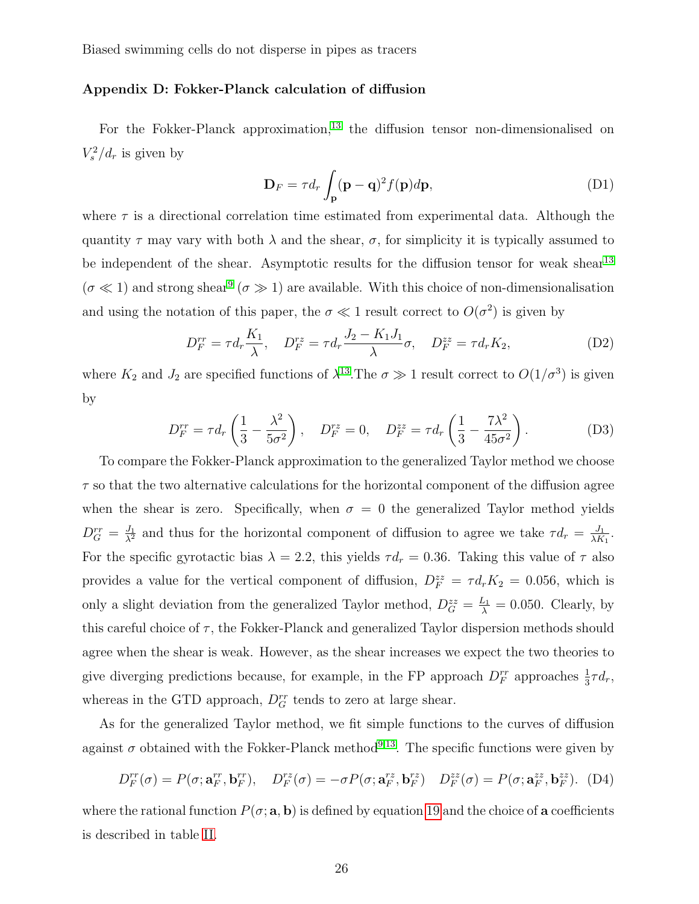## Appendix D: Fokker-Planck calculation of diffusion

For the Fokker-Planck approximation,[13] the diffusion tensor non-dimensionalised on $V_s^2/d_r$ is given by

$$\mathbf{D}_F = \tau d_r \int_{\mathbf{p}} (\mathbf{p}-\mathbf{q})^2 f(\mathbf{p}) d\mathbf{p}, \tag{D1}$$

where $\tau$ is a directional correlation time estimated from experimental data. Although the quantity $\tau$ may vary with both $\lambda$ and the shear, $\sigma$, for simplicity it is typically assumed to be independent of the shear. Asymptotic results for the diffusion tensor for weak shear[13] ($\sigma \ll 1$) and strong shear[9] ($\sigma \gg 1$) are available. With this choice of non-dimensionalisation and using the notation of this paper, the $\sigma \ll 1$ result correct to $O(\sigma^2)$ is given by

$$D_F^{rr} = \tau d_r \frac{K_1}{\lambda}, \quad D_F^{rz} = \tau d_r \frac{J_2 - K_1 J_1}{\lambda}\sigma, \quad D_F^{zz} = \tau d_r K_2, \tag{D2}$$

where $K_2$ and $J_2$ are specified functions of $\lambda$[13].The $\sigma \gg 1$ result correct to $O(1/\sigma^3)$ is given by

$$D_F^{rr} = \tau d_r \left(\frac{1}{3} - \frac{\lambda^2}{5\sigma^2}\right), \quad D_F^{rz} = 0, \quad D_F^{zz} = \tau d_r \left(\frac{1}{3} - \frac{7\lambda^2}{45\sigma^2}\right). \tag{D3}$$

To compare the Fokker-Planck approximation to the generalized Taylor method we choose $\tau$ so that the two alternative calculations for the horizontal component of the diffusion agree when the shear is zero. Specifically, when $\sigma = 0$ the generalized Taylor method yields $D_G^{rr} = \frac{J_1}{\lambda^2}$ and thus for the horizontal component of diffusion to agree we take $\tau d_r = \frac{J_1}{\lambda K_1}$. For the specific gyrotactic bias $\lambda = 2.2$, this yields $\tau d_r = 0.36$. Taking this value of $\tau$ also provides a value for the vertical component of diffusion, $D_F^{zz} = \tau d_r K_2 = 0.056$, which is only a slight deviation from the generalized Taylor method, $D_G^{zz} = \frac{L_1}{\lambda} = 0.050$. Clearly, by this careful choice of $\tau$, the Fokker-Planck and generalized Taylor dispersion methods should agree when the shear is weak. However, as the shear increases we expect the two theories to give diverging predictions because, for example, in the FP approach $D_F^{rr}$ approaches $\frac{1}{3}\tau d_r$, whereas in the GTD approach, $D_G^{rr}$ tends to zero at large shear.

As for the generalized Taylor method, we fit simple functions to the curves of diffusion against $\sigma$ obtained with the Fokker-Planck method[9,13]. The specific functions were given by

$$D_F^{rr}(\sigma) = P(\sigma; \mathbf{a}_F^{rr}, \mathbf{b}_F^{rr}), \quad D_F^{rz}(\sigma) = -\sigma P(\sigma; \mathbf{a}_F^{rz}, \mathbf{b}_F^{rz}) \quad D_F^{zz}(\sigma) = P(\sigma; \mathbf{a}_F^{zz}, \mathbf{b}_F^{zz}). \tag{D4}$$

where the rational function $P(\sigma; \mathbf{a}, \mathbf{b})$ is defined by equation 19 and the choice of $\mathbf{a}$ coefficients is described in table II.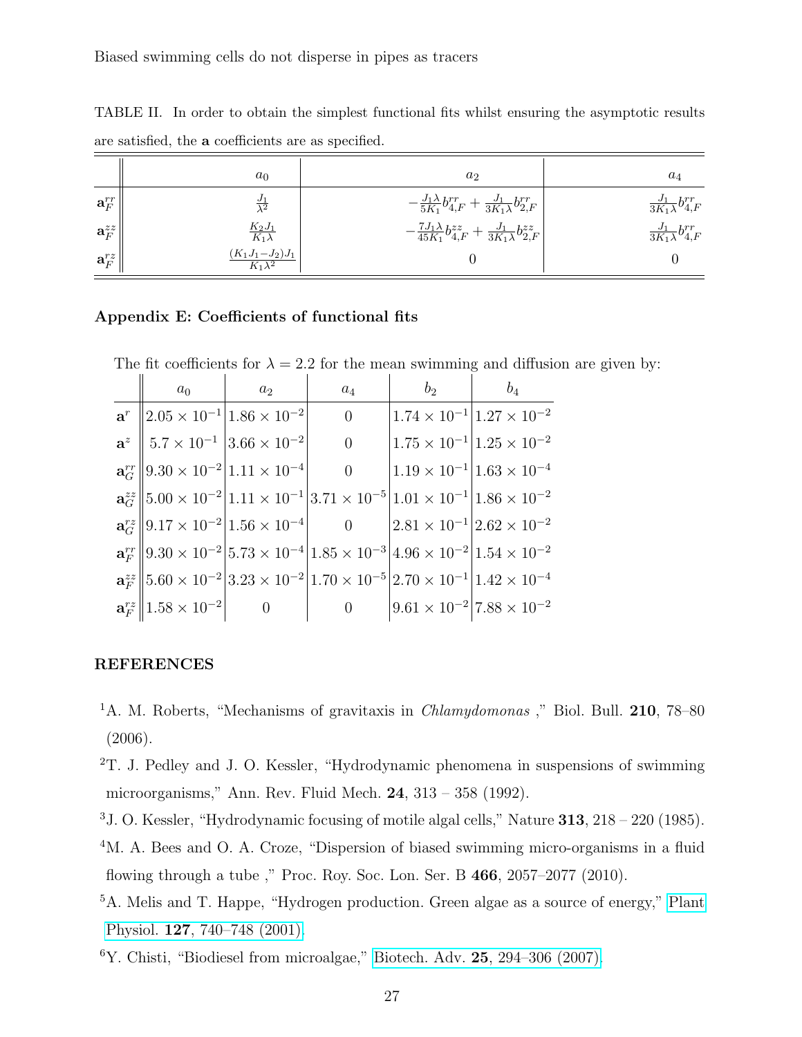TABLE II. In order to obtain the simplest functional fits whilst ensuring the asymptotic results are satisfied, the **a** coefficients are as specified.

| | $a_0$ | $a_2$ | $a_4$ |
|---|---|---|---|
| $\mathbf{a}_F^{rr}$ | $\frac{J_1}{\lambda^2}$ | $-\frac{J_1\lambda}{5K_1}b_{4,F}^{rr} + \frac{J_1}{3K_1\lambda}b_{2,F}^{rr}$ | $\frac{J_1}{3K_1\lambda}b_{4,F}^{rr}$ |
| $\mathbf{a}_F^{zz}$ | $\frac{K_2 J_1}{K_1\lambda}$ | $-\frac{7J_1\lambda}{45K_1}b_{4,F}^{zz} + \frac{J_1}{3K_1\lambda}b_{2,F}^{zz}$ | $\frac{J_1}{3K_1\lambda}b_{4,F}^{rr}$ |
| $\mathbf{a}_F^{rz}$ | $\frac{(K_1J_1-J_2)J_1}{K_1\lambda^2}$ | 0 | 0 |

## Appendix E: Coefficients of functional fits

The fit coefficients for $\lambda = 2.2$ for the mean swimming and diffusion are given by:

| | $a_0$ | $a_2$ | $a_4$ | $b_2$ | $b_4$ |
|---|---|---|---|---|---|
| $\mathbf{a}^r$ | $2.05 \times 10^{-1}$ | $1.86 \times 10^{-2}$ | 0 | $1.74 \times 10^{-1}$ | $1.27 \times 10^{-2}$ |
| $\mathbf{a}^z$ | $5.7 \times 10^{-1}$ | $3.66 \times 10^{-2}$ | 0 | $1.75 \times 10^{-1}$ | $1.25 \times 10^{-2}$ |
| $\mathbf{a}_G^{rr}$ | $9.30 \times 10^{-2}$ | $1.11 \times 10^{-4}$ | 0 | $1.19 \times 10^{-1}$ | $1.63 \times 10^{-4}$ |
| $\mathbf{a}_G^{zz}$ | $5.00 \times 10^{-2}$ | $1.11 \times 10^{-1}$ | $3.71 \times 10^{-5}$ | $1.01 \times 10^{-1}$ | $1.86 \times 10^{-2}$ |
| $\mathbf{a}_G^{rz}$ | $9.17 \times 10^{-2}$ | $1.56 \times 10^{-4}$ | 0 | $2.81 \times 10^{-1}$ | $2.62 \times 10^{-2}$ |
| $\mathbf{a}_F^{rr}$ | $9.30 \times 10^{-2}$ | $5.73 \times 10^{-4}$ | $1.85 \times 10^{-3}$ | $4.96 \times 10^{-2}$ | $1.54 \times 10^{-2}$ |
| $\mathbf{a}_F^{zz}$ | $5.60 \times 10^{-2}$ | $3.23 \times 10^{-2}$ | $1.70 \times 10^{-5}$ | $2.70 \times 10^{-1}$ | $1.42 \times 10^{-4}$ |
| $\mathbf{a}_F^{rz}$ | $1.58 \times 10^{-2}$ | 0 | 0 | $9.61 \times 10^{-2}$ | $7.88 \times 10^{-2}$ |

## REFERENCES

[1] A. M. Roberts, "Mechanisms of gravitaxis in *Chlamydomonas* ," Biol. Bull. **210**, 78–80 (2006).

[2] T. J. Pedley and J. O. Kessler, "Hydrodynamic phenomena in suspensions of swimming microorganisms," Ann. Rev. Fluid Mech. **24**, 313 – 358 (1992).

[3] J. O. Kessler, "Hydrodynamic focusing of motile algal cells," Nature **313**, 218 – 220 (1985).

[4] M. A. Bees and O. A. Croze, "Dispersion of biased swimming micro-organisms in a fluid flowing through a tube ," Proc. Roy. Soc. Lon. Ser. B **466**, 2057–2077 (2010).

[5] A. Melis and T. Happe, "Hydrogen production. Green algae as a source of energy," Plant Physiol. **127**, 740–748 (2001).

[6] Y. Chisti, "Biodiesel from microalgae," Biotech. Adv. **25**, 294–306 (2007).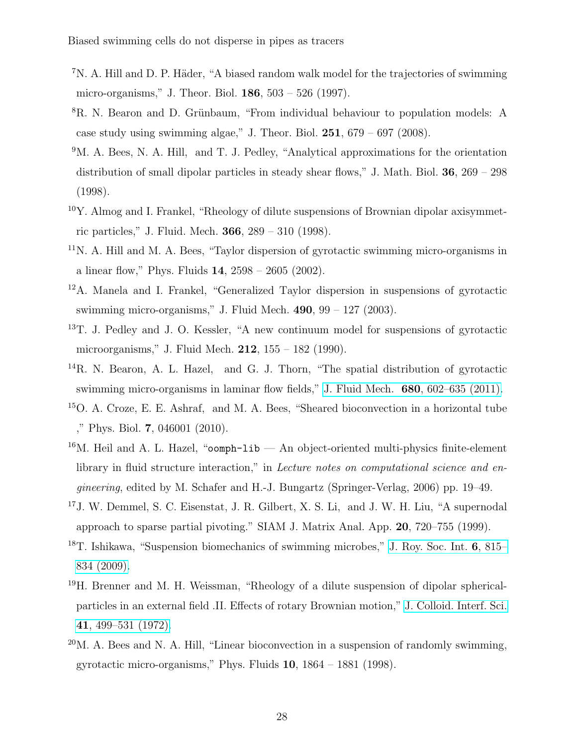[7] N. A. Hill and D. P. Häder, "A biased random walk model for the trajectories of swimming micro-organisms," J. Theor. Biol. **186**, 503 – 526 (1997).

[8] R. N. Bearon and D. Grünbaum, "From individual behaviour to population models: A case study using swimming algae," J. Theor. Biol. **251**, 679 – 697 (2008).

[9] M. A. Bees, N. A. Hill, and T. J. Pedley, "Analytical approximations for the orientation distribution of small dipolar particles in steady shear flows," J. Math. Biol. **36**, 269 – 298 (1998).

[10] Y. Almog and I. Frankel, "Rheology of dilute suspensions of Brownian dipolar axisymmetric particles," J. Fluid. Mech. **366**, 289 – 310 (1998).

[11] N. A. Hill and M. A. Bees, "Taylor dispersion of gyrotactic swimming micro-organisms in a linear flow," Phys. Fluids **14**, 2598 – 2605 (2002).

[12] A. Manela and I. Frankel, "Generalized Taylor dispersion in suspensions of gyrotactic swimming micro-organisms," J. Fluid Mech. **490**, 99 – 127 (2003).

[13] T. J. Pedley and J. O. Kessler, "A new continuum model for suspensions of gyrotactic microorganisms," J. Fluid Mech. **212**, 155 – 182 (1990).

[14] R. N. Bearon, A. L. Hazel, and G. J. Thorn, "The spatial distribution of gyrotactic swimming micro-organisms in laminar flow fields," J. Fluid Mech. **680**, 602–635 (2011).

[15] O. A. Croze, E. E. Ashraf, and M. A. Bees, "Sheared bioconvection in a horizontal tube ," Phys. Biol. **7**, 046001 (2010).

[16] M. Heil and A. L. Hazel, "`oomph-lib` — An object-oriented multi-physics finite-element library in fluid structure interaction," in *Lecture notes on computational science and engineering*, edited by M. Schafer and H.-J. Bungartz (Springer-Verlag, 2006) pp. 19–49.

[17] J. W. Demmel, S. C. Eisenstat, J. R. Gilbert, X. S. Li, and J. W. H. Liu, "A supernodal approach to sparse partial pivoting." SIAM J. Matrix Anal. App. **20**, 720–755 (1999).

[18] T. Ishikawa, "Suspension biomechanics of swimming microbes," J. Roy. Soc. Int. **6**, 815–834 (2009).

[19] H. Brenner and M. H. Weissman, "Rheology of a dilute suspension of dipolar spherical-particles in an external field .II. Effects of rotary Brownian motion," J. Colloid. Interf. Sci. **41**, 499–531 (1972).

[20] M. A. Bees and N. A. Hill, "Linear bioconvection in a suspension of randomly swimming, gyrotactic micro-organisms," Phys. Fluids **10**, 1864 – 1881 (1998).